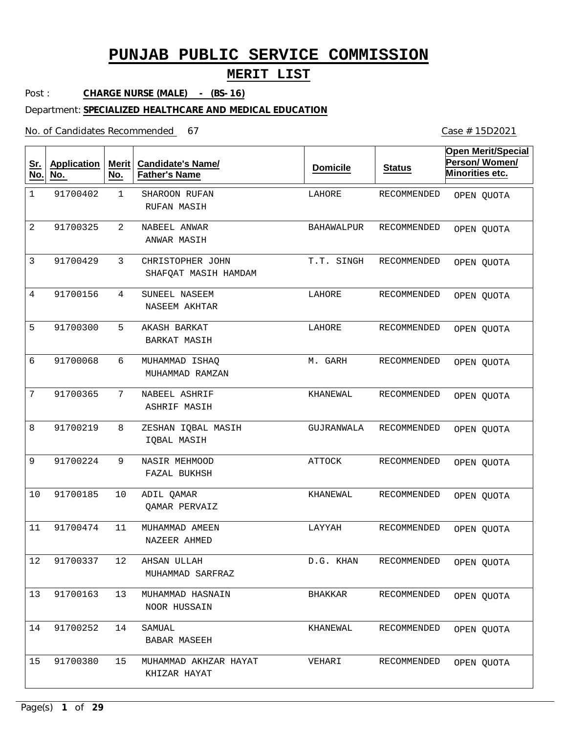# PUNJAB PUBLIC SERVICE COMMISSION

## MERIT LIST

Post : **CHARGE NURSE (MALE) - (BS-16)**

Department: **SPECIALIZED HEALTHCARE AND MEDICAL EDUCATION**

No. of Candidates Recommended 67

Case # 15D2021

| Sr. No. | Application No. | Merit No. | Candidate's Name/ Father's Name | Domicile | Status | Open Merit/Special Person/ Women/ Minorities etc. |
|---|---|---|---|---|---|---|
| 1 | 91700402 | 1 | SHAROON RUFAN<br>RUFAN MASIH | LAHORE | RECOMMENDED | OPEN QUOTA |
| 2 | 91700325 | 2 | NABEEL ANWAR<br>ANWAR MASIH | BAHAWALPUR | RECOMMENDED | OPEN QUOTA |
| 3 | 91700429 | 3 | CHRISTOPHER JOHN<br>SHAFQAT MASIH HAMDAM | T.T. SINGH | RECOMMENDED | OPEN QUOTA |
| 4 | 91700156 | 4 | SUNEEL NASEEM<br>NASEEM AKHTAR | LAHORE | RECOMMENDED | OPEN QUOTA |
| 5 | 91700300 | 5 | AKASH BARKAT<br>BARKAT MASIH | LAHORE | RECOMMENDED | OPEN QUOTA |
| 6 | 91700068 | 6 | MUHAMMAD ISHAQ<br>MUHAMMAD RAMZAN | M. GARH | RECOMMENDED | OPEN QUOTA |
| 7 | 91700365 | 7 | NABEEL ASHRIF<br>ASHRIF MASIH | KHANEWAL | RECOMMENDED | OPEN QUOTA |
| 8 | 91700219 | 8 | ZESHAN IQBAL MASIH<br>IQBAL MASIH | GUJRANWALA | RECOMMENDED | OPEN QUOTA |
| 9 | 91700224 | 9 | NASIR MEHMOOD<br>FAZAL BUKHSH | ATTOCK | RECOMMENDED | OPEN QUOTA |
| 10 | 91700185 | 10 | ADIL QAMAR<br>QAMAR PERVAIZ | KHANEWAL | RECOMMENDED | OPEN QUOTA |
| 11 | 91700474 | 11 | MUHAMMAD AMEEN<br>NAZEER AHMED | LAYYAH | RECOMMENDED | OPEN QUOTA |
| 12 | 91700337 | 12 | AHSAN ULLAH<br>MUHAMMAD SARFRAZ | D.G. KHAN | RECOMMENDED | OPEN QUOTA |
| 13 | 91700163 | 13 | MUHAMMAD HASNAIN<br>NOOR HUSSAIN | BHAKKAR | RECOMMENDED | OPEN QUOTA |
| 14 | 91700252 | 14 | SAMUAL<br>BABAR MASEEH | KHANEWAL | RECOMMENDED | OPEN QUOTA |
| 15 | 91700380 | 15 | MUHAMMAD AKHZAR HAYAT<br>KHIZAR HAYAT | VEHARI | RECOMMENDED | OPEN QUOTA |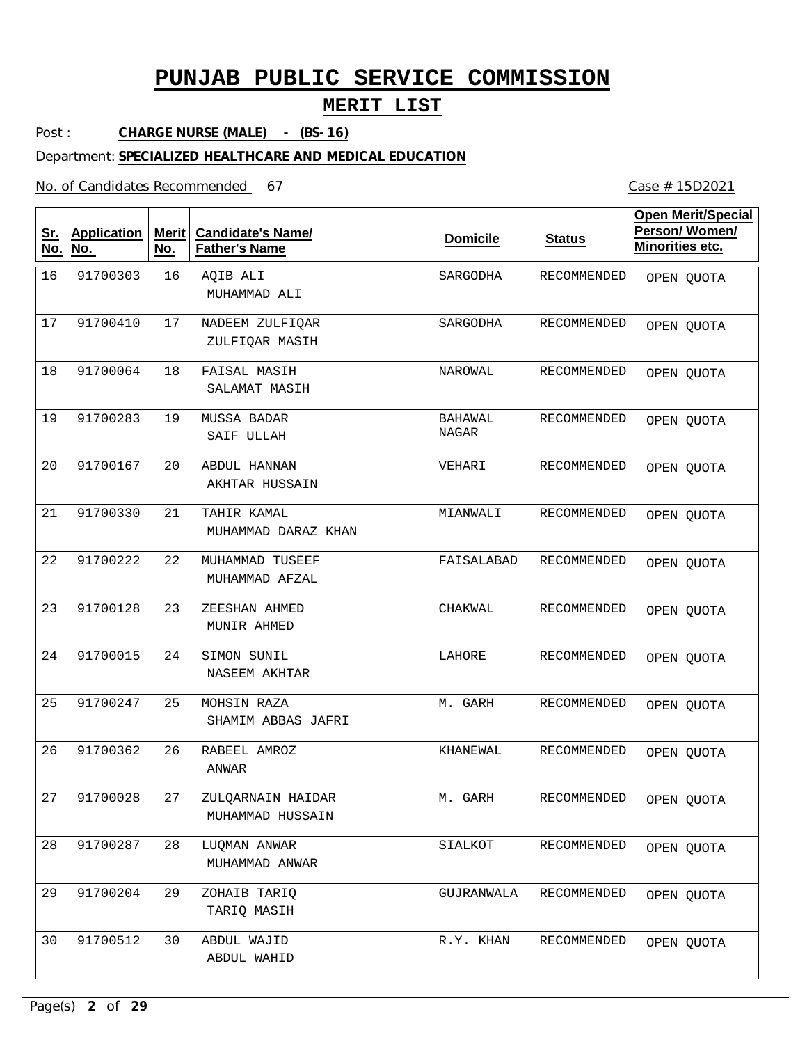# PUNJAB PUBLIC SERVICE COMMISSION

## MERIT LIST

Post : **CHARGE NURSE (MALE) - (BS-16)**

Department: **SPECIALIZED HEALTHCARE AND MEDICAL EDUCATION**

No. of Candidates Recommended 67

Case # 15D2021

| Sr. No. | Application No. | Merit No. | Candidate's Name/ Father's Name | Domicile | Status | Open Merit/Special Person/ Women/ Minorities etc. |
|---|---|---|---|---|---|---|
| 16 | 91700303 | 16 | AQIB ALI<br>MUHAMMAD ALI | SARGODHA | RECOMMENDED | OPEN QUOTA |
| 17 | 91700410 | 17 | NADEEM ZULFIQAR<br>ZULFIQAR MASIH | SARGODHA | RECOMMENDED | OPEN QUOTA |
| 18 | 91700064 | 18 | FAISAL MASIH<br>SALAMAT MASIH | NAROWAL | RECOMMENDED | OPEN QUOTA |
| 19 | 91700283 | 19 | MUSSA BADAR<br>SAIF ULLAH | BAHAWAL NAGAR | RECOMMENDED | OPEN QUOTA |
| 20 | 91700167 | 20 | ABDUL HANNAN<br>AKHTAR HUSSAIN | VEHARI | RECOMMENDED | OPEN QUOTA |
| 21 | 91700330 | 21 | TAHIR KAMAL<br>MUHAMMAD DARAZ KHAN | MIANWALI | RECOMMENDED | OPEN QUOTA |
| 22 | 91700222 | 22 | MUHAMMAD TUSEEF<br>MUHAMMAD AFZAL | FAISALABAD | RECOMMENDED | OPEN QUOTA |
| 23 | 91700128 | 23 | ZEESHAN AHMED<br>MUNIR AHMED | CHAKWAL | RECOMMENDED | OPEN QUOTA |
| 24 | 91700015 | 24 | SIMON SUNIL<br>NASEEM AKHTAR | LAHORE | RECOMMENDED | OPEN QUOTA |
| 25 | 91700247 | 25 | MOHSIN RAZA<br>SHAMIM ABBAS JAFRI | M. GARH | RECOMMENDED | OPEN QUOTA |
| 26 | 91700362 | 26 | RABEEL AMROZ<br>ANWAR | KHANEWAL | RECOMMENDED | OPEN QUOTA |
| 27 | 91700028 | 27 | ZULQARNAIN HAIDAR<br>MUHAMMAD HUSSAIN | M. GARH | RECOMMENDED | OPEN QUOTA |
| 28 | 91700287 | 28 | LUQMAN ANWAR<br>MUHAMMAD ANWAR | SIALKOT | RECOMMENDED | OPEN QUOTA |
| 29 | 91700204 | 29 | ZOHAIB TARIQ<br>TARIQ MASIH | GUJRANWALA | RECOMMENDED | OPEN QUOTA |
| 30 | 91700512 | 30 | ABDUL WAJID<br>ABDUL WAHID | R.Y. KHAN | RECOMMENDED | OPEN QUOTA |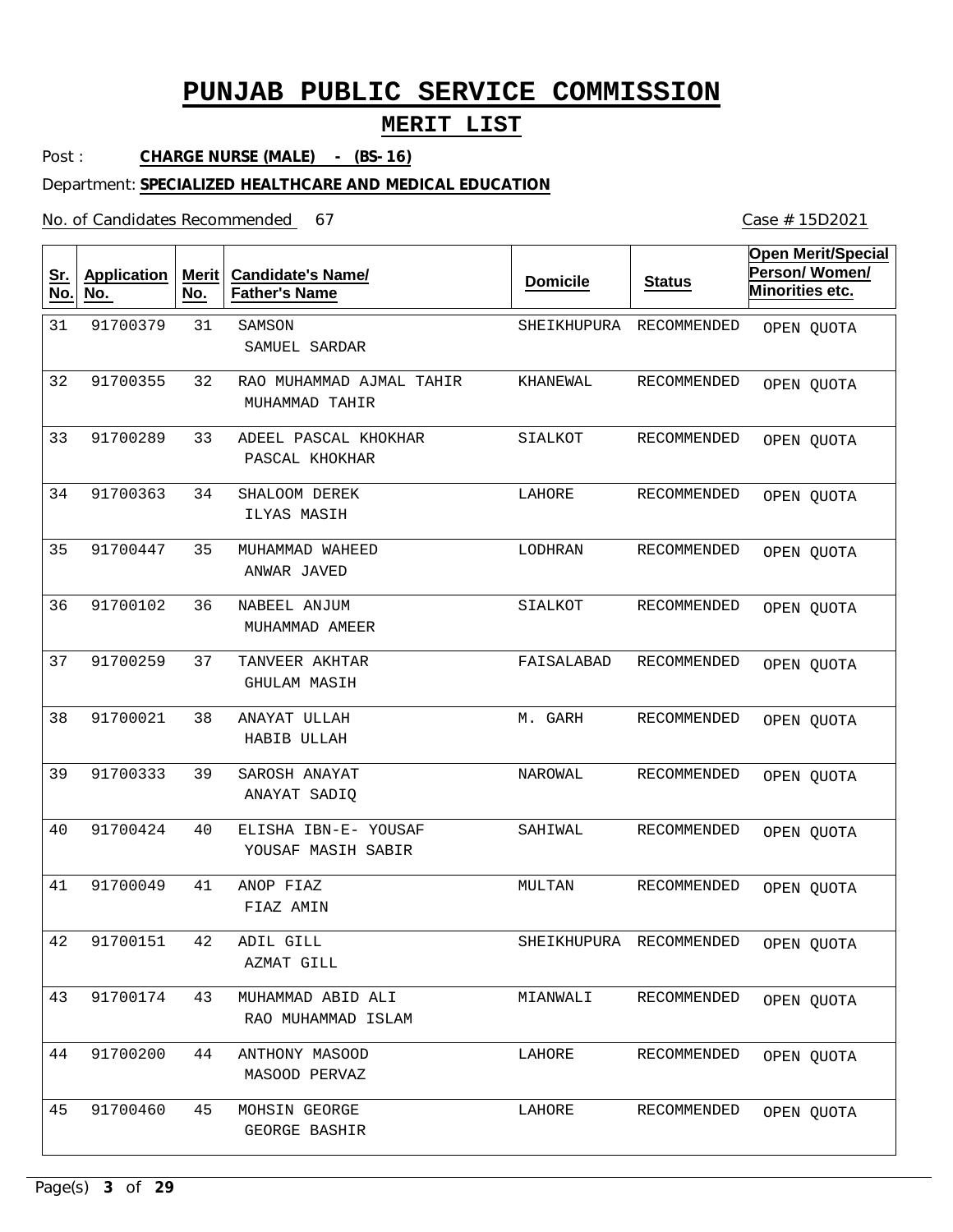# PUNJAB PUBLIC SERVICE COMMISSION

## MERIT LIST

Post : **CHARGE NURSE (MALE) - (BS-16)**

Department: **SPECIALIZED HEALTHCARE AND MEDICAL EDUCATION**

No. of Candidates Recommended 67

Case # 15D2021

| Sr. No. | Application No. | Merit No. | Candidate's Name/ Father's Name | Domicile | Status | Open Merit/Special Person/ Women/ Minorities etc. |
|---|---|---|---|---|---|---|
| 31 | 91700379 | 31 | SAMSON<br>SAMUEL SARDAR | SHEIKHUPURA | RECOMMENDED | OPEN QUOTA |
| 32 | 91700355 | 32 | RAO MUHAMMAD AJMAL TAHIR<br>MUHAMMAD TAHIR | KHANEWAL | RECOMMENDED | OPEN QUOTA |
| 33 | 91700289 | 33 | ADEEL PASCAL KHOKHAR<br>PASCAL KHOKHAR | SIALKOT | RECOMMENDED | OPEN QUOTA |
| 34 | 91700363 | 34 | SHALOOM DEREK<br>ILYAS MASIH | LAHORE | RECOMMENDED | OPEN QUOTA |
| 35 | 91700447 | 35 | MUHAMMAD WAHEED<br>ANWAR JAVED | LODHRAN | RECOMMENDED | OPEN QUOTA |
| 36 | 91700102 | 36 | NABEEL ANJUM<br>MUHAMMAD AMEER | SIALKOT | RECOMMENDED | OPEN QUOTA |
| 37 | 91700259 | 37 | TANVEER AKHTAR<br>GHULAM MASIH | FAISALABAD | RECOMMENDED | OPEN QUOTA |
| 38 | 91700021 | 38 | ANAYAT ULLAH<br>HABIB ULLAH | M. GARH | RECOMMENDED | OPEN QUOTA |
| 39 | 91700333 | 39 | SAROSH ANAYAT<br>ANAYAT SADIQ | NAROWAL | RECOMMENDED | OPEN QUOTA |
| 40 | 91700424 | 40 | ELISHA IBN-E- YOUSAF<br>YOUSAF MASIH SABIR | SAHIWAL | RECOMMENDED | OPEN QUOTA |
| 41 | 91700049 | 41 | ANOP FIAZ<br>FIAZ AMIN | MULTAN | RECOMMENDED | OPEN QUOTA |
| 42 | 91700151 | 42 | ADIL GILL<br>AZMAT GILL | SHEIKHUPURA | RECOMMENDED | OPEN QUOTA |
| 43 | 91700174 | 43 | MUHAMMAD ABID ALI<br>RAO MUHAMMAD ISLAM | MIANWALI | RECOMMENDED | OPEN QUOTA |
| 44 | 91700200 | 44 | ANTHONY MASOOD<br>MASOOD PERVAZ | LAHORE | RECOMMENDED | OPEN QUOTA |
| 45 | 91700460 | 45 | MOHSIN GEORGE<br>GEORGE BASHIR | LAHORE | RECOMMENDED | OPEN QUOTA |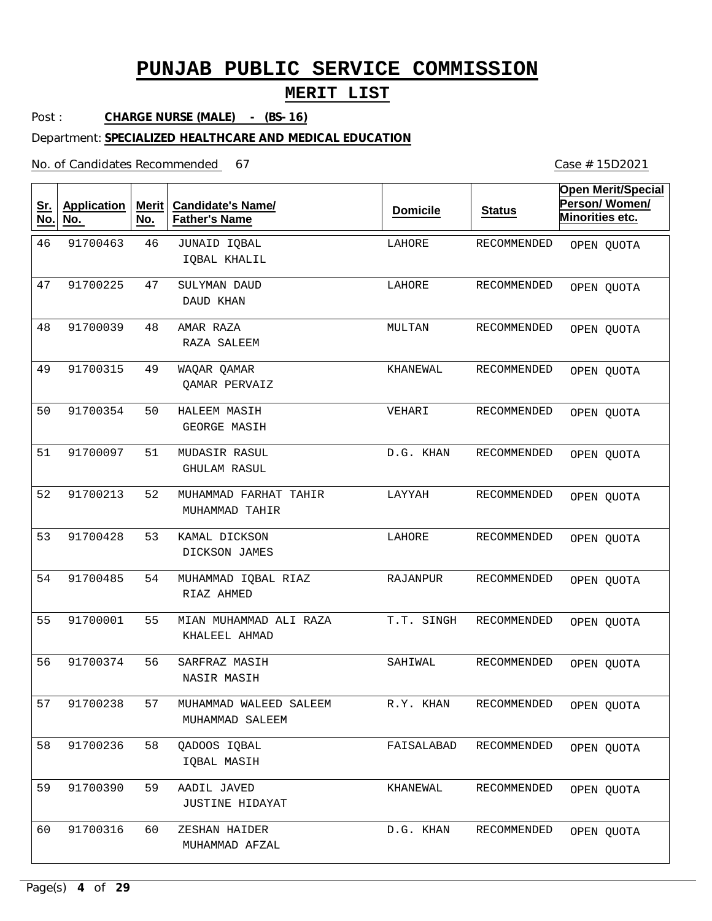# PUNJAB PUBLIC SERVICE COMMISSION

## MERIT LIST

Post : **CHARGE NURSE (MALE) - (BS-16)**

Department: **SPECIALIZED HEALTHCARE AND MEDICAL EDUCATION**

No. of Candidates Recommended 67

Case # 15D2021

| Sr. No. | Application No. | Merit No. | Candidate's Name/ Father's Name | Domicile | Status | Open Merit/Special Person/ Women/ Minorities etc. |
|---|---|---|---|---|---|---|
| 46 | 91700463 | 46 | JUNAID IQBAL<br>IQBAL KHALIL | LAHORE | RECOMMENDED | OPEN QUOTA |
| 47 | 91700225 | 47 | SULYMAN DAUD<br>DAUD KHAN | LAHORE | RECOMMENDED | OPEN QUOTA |
| 48 | 91700039 | 48 | AMAR RAZA<br>RAZA SALEEM | MULTAN | RECOMMENDED | OPEN QUOTA |
| 49 | 91700315 | 49 | WAQAR QAMAR<br>QAMAR PERVAIZ | KHANEWAL | RECOMMENDED | OPEN QUOTA |
| 50 | 91700354 | 50 | HALEEM MASIH<br>GEORGE MASIH | VEHARI | RECOMMENDED | OPEN QUOTA |
| 51 | 91700097 | 51 | MUDASIR RASUL<br>GHULAM RASUL | D.G. KHAN | RECOMMENDED | OPEN QUOTA |
| 52 | 91700213 | 52 | MUHAMMAD FARHAT TAHIR<br>MUHAMMAD TAHIR | LAYYAH | RECOMMENDED | OPEN QUOTA |
| 53 | 91700428 | 53 | KAMAL DICKSON<br>DICKSON JAMES | LAHORE | RECOMMENDED | OPEN QUOTA |
| 54 | 91700485 | 54 | MUHAMMAD IQBAL RIAZ<br>RIAZ AHMED | RAJANPUR | RECOMMENDED | OPEN QUOTA |
| 55 | 91700001 | 55 | MIAN MUHAMMAD ALI RAZA<br>KHALEEL AHMAD | T.T. SINGH | RECOMMENDED | OPEN QUOTA |
| 56 | 91700374 | 56 | SARFRAZ MASIH<br>NASIR MASIH | SAHIWAL | RECOMMENDED | OPEN QUOTA |
| 57 | 91700238 | 57 | MUHAMMAD WALEED SALEEM<br>MUHAMMAD SALEEM | R.Y. KHAN | RECOMMENDED | OPEN QUOTA |
| 58 | 91700236 | 58 | QADOOS IQBAL<br>IQBAL MASIH | FAISALABAD | RECOMMENDED | OPEN QUOTA |
| 59 | 91700390 | 59 | AADIL JAVED<br>JUSTINE HIDAYAT | KHANEWAL | RECOMMENDED | OPEN QUOTA |
| 60 | 91700316 | 60 | ZESHAN HAIDER<br>MUHAMMAD AFZAL | D.G. KHAN | RECOMMENDED | OPEN QUOTA |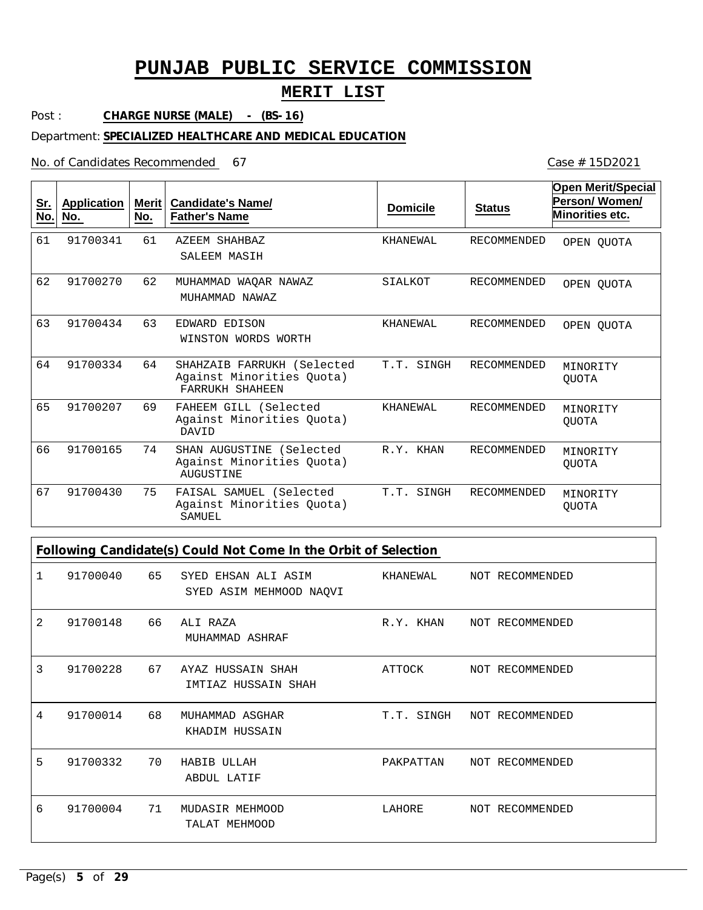# PUNJAB PUBLIC SERVICE COMMISSION

## MERIT LIST

Post : **CHARGE NURSE (MALE) - (BS-16)**

Department: **SPECIALIZED HEALTHCARE AND MEDICAL EDUCATION**

No. of Candidates Recommended 67

Case # 15D2021

| Sr. No. | Application No. | Merit No. | Candidate's Name/ Father's Name | Domicile | Status | Open Merit/Special Person/ Women/ Minorities etc. |
|---|---|---|---|---|---|---|
| 61 | 91700341 | 61 | AZEEM SHAHBAZ<br>SALEEM MASIH | KHANEWAL | RECOMMENDED | OPEN QUOTA |
| 62 | 91700270 | 62 | MUHAMMAD WAQAR NAWAZ<br>MUHAMMAD NAWAZ | SIALKOT | RECOMMENDED | OPEN QUOTA |
| 63 | 91700434 | 63 | EDWARD EDISON<br>WINSTON WORDS WORTH | KHANEWAL | RECOMMENDED | OPEN QUOTA |
| 64 | 91700334 | 64 | SHAHZAIB FARRUKH (Selected Against Minorities Quota)<br>FARRUKH SHAHEEN | T.T. SINGH | RECOMMENDED | MINORITY QUOTA |
| 65 | 91700207 | 69 | FAHEEM GILL (Selected Against Minorities Quota)<br>DAVID | KHANEWAL | RECOMMENDED | MINORITY QUOTA |
| 66 | 91700165 | 74 | SHAN AUGUSTINE (Selected Against Minorities Quota)<br>AUGUSTINE | R.Y. KHAN | RECOMMENDED | MINORITY QUOTA |
| 67 | 91700430 | 75 | FAISAL SAMUEL (Selected Against Minorities Quota)<br>SAMUEL | T.T. SINGH | RECOMMENDED | MINORITY QUOTA |

**Following Candidate(s) Could Not Come In the Orbit of Selection**

| Sr. No. | Application No. | Merit No. | Candidate's Name/ Father's Name | Domicile | Status |
|---|---|---|---|---|---|
| 1 | 91700040 | 65 | SYED EHSAN ALI ASIM<br>SYED ASIM MEHMOOD NAQVI | KHANEWAL | NOT RECOMMENDED |
| 2 | 91700148 | 66 | ALI RAZA<br>MUHAMMAD ASHRAF | R.Y. KHAN | NOT RECOMMENDED |
| 3 | 91700228 | 67 | AYAZ HUSSAIN SHAH<br>IMTIAZ HUSSAIN SHAH | ATTOCK | NOT RECOMMENDED |
| 4 | 91700014 | 68 | MUHAMMAD ASGHAR<br>KHADIM HUSSAIN | T.T. SINGH | NOT RECOMMENDED |
| 5 | 91700332 | 70 | HABIB ULLAH<br>ABDUL LATIF | PAKPATTAN | NOT RECOMMENDED |
| 6 | 91700004 | 71 | MUDASIR MEHMOOD<br>TALAT MEHMOOD | LAHORE | NOT RECOMMENDED |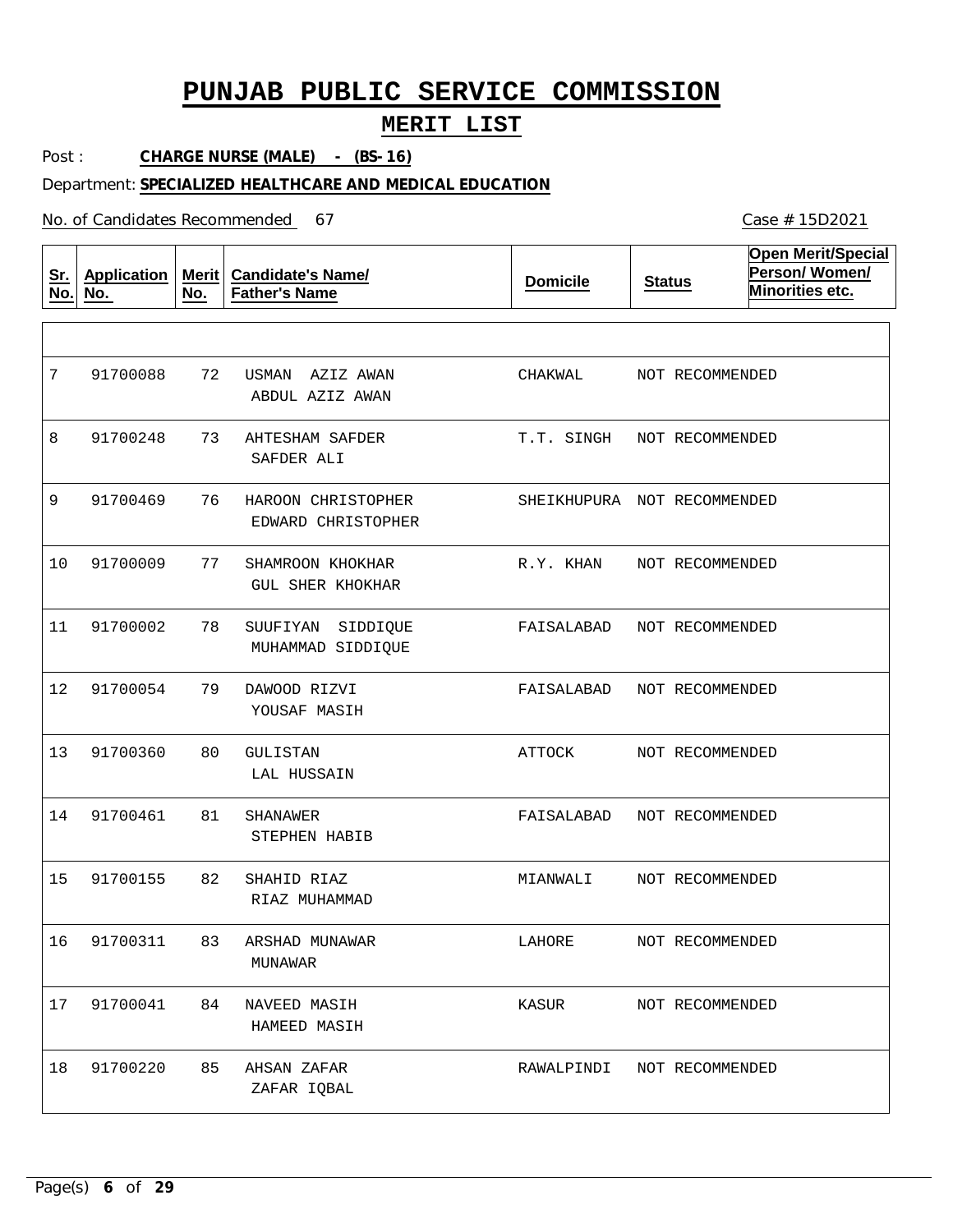# PUNJAB PUBLIC SERVICE COMMISSION

## MERIT LIST

Post : **CHARGE NURSE (MALE) - (BS-16)**

Department: **SPECIALIZED HEALTHCARE AND MEDICAL EDUCATION**

No. of Candidates Recommended 67

Case # 15D2021

| Sr. No. | Application No. | Merit No. | Candidate's Name/ Father's Name | Domicile | Status | Open Merit/Special Person/ Women/ Minorities etc. |
|---|---|---|---|---|---|---|
| 7 | 91700088 | 72 | USMAN AZIZ AWAN<br>ABDUL AZIZ AWAN | CHAKWAL | NOT RECOMMENDED | |
| 8 | 91700248 | 73 | AHTESHAM SAFDER<br>SAFDER ALI | T.T. SINGH | NOT RECOMMENDED | |
| 9 | 91700469 | 76 | HAROON CHRISTOPHER<br>EDWARD CHRISTOPHER | SHEIKHUPURA | NOT RECOMMENDED | |
| 10 | 91700009 | 77 | SHAMROON KHOKHAR<br>GUL SHER KHOKHAR | R.Y. KHAN | NOT RECOMMENDED | |
| 11 | 91700002 | 78 | SUUFIYAN SIDDIQUE<br>MUHAMMAD SIDDIQUE | FAISALABAD | NOT RECOMMENDED | |
| 12 | 91700054 | 79 | DAWOOD RIZVI<br>YOUSAF MASIH | FAISALABAD | NOT RECOMMENDED | |
| 13 | 91700360 | 80 | GULISTAN<br>LAL HUSSAIN | ATTOCK | NOT RECOMMENDED | |
| 14 | 91700461 | 81 | SHANAWER<br>STEPHEN HABIB | FAISALABAD | NOT RECOMMENDED | |
| 15 | 91700155 | 82 | SHAHID RIAZ<br>RIAZ MUHAMMAD | MIANWALI | NOT RECOMMENDED | |
| 16 | 91700311 | 83 | ARSHAD MUNAWAR<br>MUNAWAR | LAHORE | NOT RECOMMENDED | |
| 17 | 91700041 | 84 | NAVEED MASIH<br>HAMEED MASIH | KASUR | NOT RECOMMENDED | |
| 18 | 91700220 | 85 | AHSAN ZAFAR<br>ZAFAR IQBAL | RAWALPINDI | NOT RECOMMENDED | |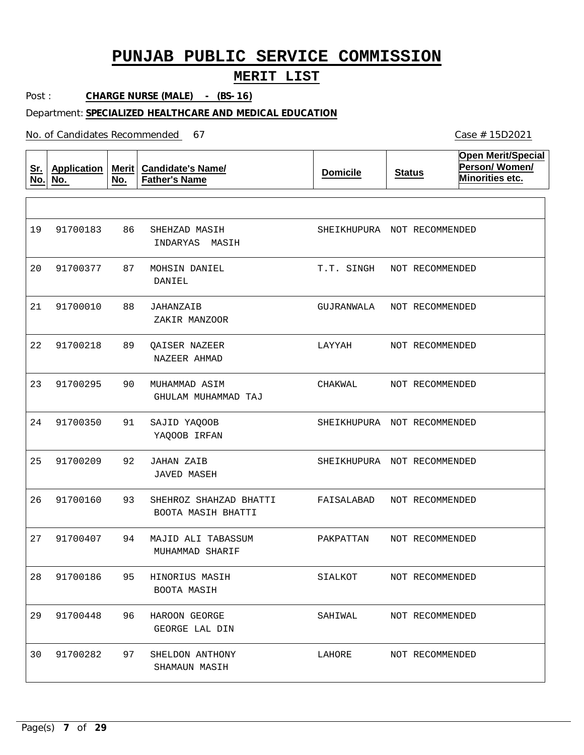# PUNJAB PUBLIC SERVICE COMMISSION

## MERIT LIST

Post : **CHARGE NURSE (MALE) - (BS-16)**

Department: **SPECIALIZED HEALTHCARE AND MEDICAL EDUCATION**

No. of Candidates Recommended 67

Case # 15D2021

| Sr. No. | Application No. | Merit No. | Candidate's Name/ Father's Name | Domicile | Status | Open Merit/Special Person/ Women/ Minorities etc. |
|---|---|---|---|---|---|---|
| 19 | 91700183 | 86 | SHEHZAD MASIH<br>INDARYAS MASIH | SHEIKHUPURA | NOT RECOMMENDED | |
| 20 | 91700377 | 87 | MOHSIN DANIEL<br>DANIEL | T.T. SINGH | NOT RECOMMENDED | |
| 21 | 91700010 | 88 | JAHANZAIB<br>ZAKIR MANZOOR | GUJRANWALA | NOT RECOMMENDED | |
| 22 | 91700218 | 89 | QAISER NAZEER<br>NAZEER AHMAD | LAYYAH | NOT RECOMMENDED | |
| 23 | 91700295 | 90 | MUHAMMAD ASIM<br>GHULAM MUHAMMAD TAJ | CHAKWAL | NOT RECOMMENDED | |
| 24 | 91700350 | 91 | SAJID YAQOOB<br>YAQOOB IRFAN | SHEIKHUPURA | NOT RECOMMENDED | |
| 25 | 91700209 | 92 | JAHAN ZAIB<br>JAVED MASEH | SHEIKHUPURA | NOT RECOMMENDED | |
| 26 | 91700160 | 93 | SHEHROZ SHAHZAD BHATTI<br>BOOTA MASIH BHATTI | FAISALABAD | NOT RECOMMENDED | |
| 27 | 91700407 | 94 | MAJID ALI TABASSUM<br>MUHAMMAD SHARIF | PAKPATTAN | NOT RECOMMENDED | |
| 28 | 91700186 | 95 | HINORIUS MASIH<br>BOOTA MASIH | SIALKOT | NOT RECOMMENDED | |
| 29 | 91700448 | 96 | HAROON GEORGE<br>GEORGE LAL DIN | SAHIWAL | NOT RECOMMENDED | |
| 30 | 91700282 | 97 | SHELDON ANTHONY<br>SHAMAUN MASIH | LAHORE | NOT RECOMMENDED | |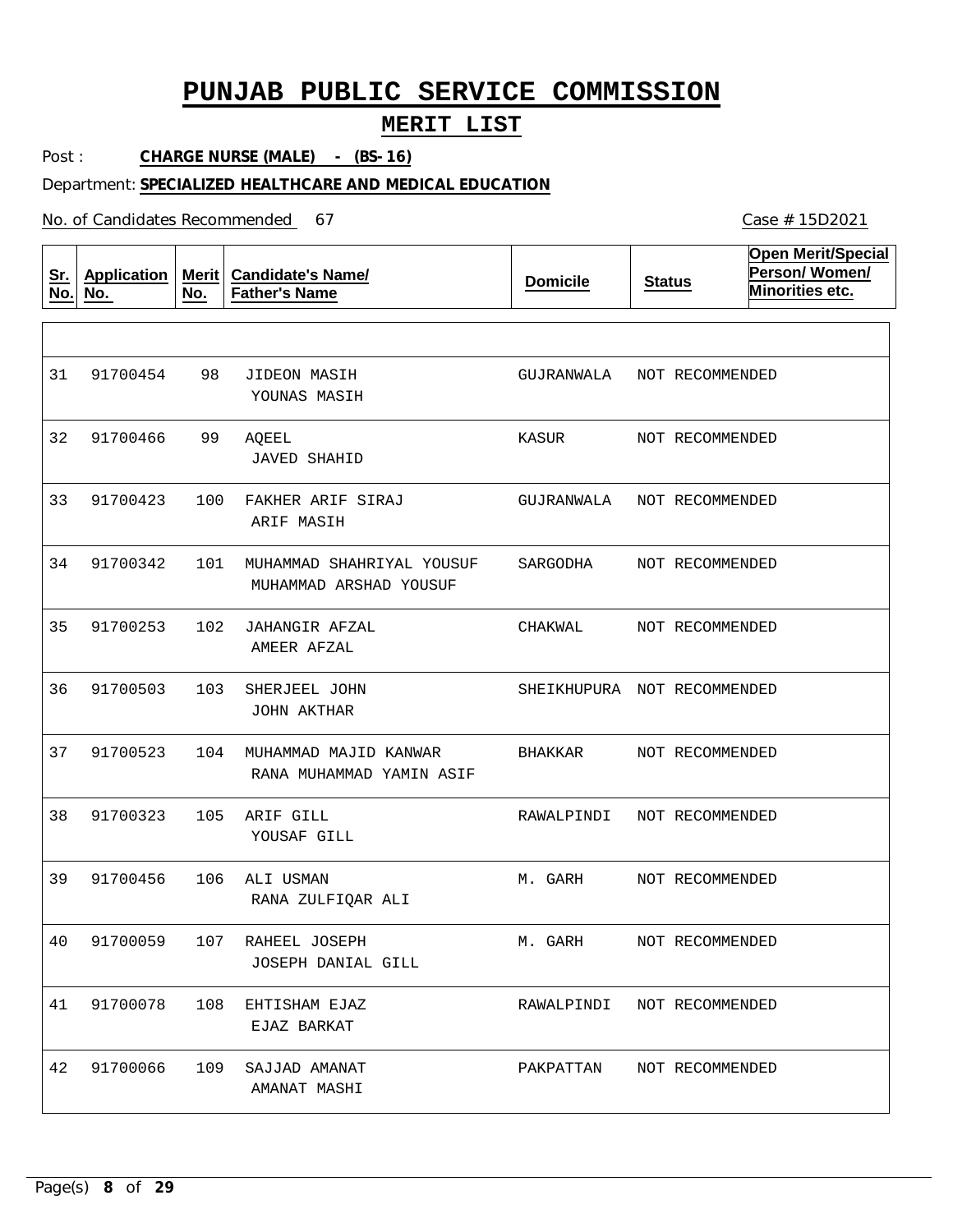# PUNJAB PUBLIC SERVICE COMMISSION

## MERIT LIST

Post : **CHARGE NURSE (MALE) - (BS-16)**

Department: **SPECIALIZED HEALTHCARE AND MEDICAL EDUCATION**

No. of Candidates Recommended 67

Case # 15D2021

| Sr. No. | Application No. | Merit No. | Candidate's Name/ Father's Name | Domicile | Status | Open Merit/Special Person/ Women/ Minorities etc. |
|---|---|---|---|---|---|---|
| 31 | 91700454 | 98 | JIDEON MASIH<br>YOUNAS MASIH | GUJRANWALA | NOT RECOMMENDED | |
| 32 | 91700466 | 99 | AQEEL<br>JAVED SHAHID | KASUR | NOT RECOMMENDED | |
| 33 | 91700423 | 100 | FAKHER ARIF SIRAJ<br>ARIF MASIH | GUJRANWALA | NOT RECOMMENDED | |
| 34 | 91700342 | 101 | MUHAMMAD SHAHRIYAL YOUSUF<br>MUHAMMAD ARSHAD YOUSUF | SARGODHA | NOT RECOMMENDED | |
| 35 | 91700253 | 102 | JAHANGIR AFZAL<br>AMEER AFZAL | CHAKWAL | NOT RECOMMENDED | |
| 36 | 91700503 | 103 | SHERJEEL JOHN<br>JOHN AKTHAR | SHEIKHUPURA | NOT RECOMMENDED | |
| 37 | 91700523 | 104 | MUHAMMAD MAJID KANWAR<br>RANA MUHAMMAD YAMIN ASIF | BHAKKAR | NOT RECOMMENDED | |
| 38 | 91700323 | 105 | ARIF GILL<br>YOUSAF GILL | RAWALPINDI | NOT RECOMMENDED | |
| 39 | 91700456 | 106 | ALI USMAN<br>RANA ZULFIQAR ALI | M. GARH | NOT RECOMMENDED | |
| 40 | 91700059 | 107 | RAHEEL JOSEPH<br>JOSEPH DANIAL GILL | M. GARH | NOT RECOMMENDED | |
| 41 | 91700078 | 108 | EHTISHAM EJAZ<br>EJAZ BARKAT | RAWALPINDI | NOT RECOMMENDED | |
| 42 | 91700066 | 109 | SAJJAD AMANAT<br>AMANAT MASHI | PAKPATTAN | NOT RECOMMENDED | |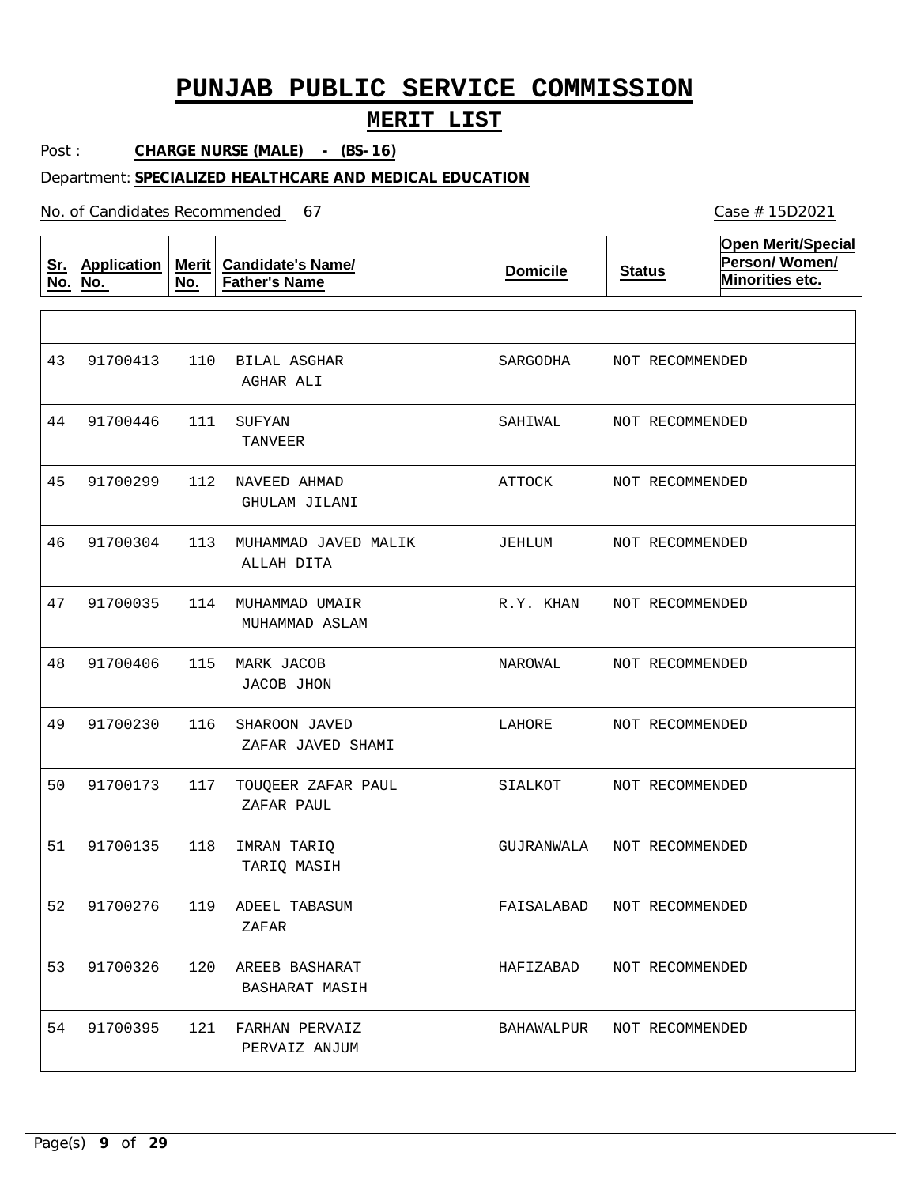# PUNJAB PUBLIC SERVICE COMMISSION

## MERIT LIST

Post : **CHARGE NURSE (MALE) - (BS-16)**

Department: **SPECIALIZED HEALTHCARE AND MEDICAL EDUCATION**

No. of Candidates Recommended 67

Case # 15D2021

| Sr. No. | Application No. | Merit No. | Candidate's Name/ Father's Name | Domicile | Status | Open Merit/Special Person/ Women/ Minorities etc. |
|---|---|---|---|---|---|---|
| | | | | | | |
| 43 | 91700413 | 110 | BILAL ASGHAR<br>AGHAR ALI | SARGODHA | NOT RECOMMENDED | |
| 44 | 91700446 | 111 | SUFYAN<br>TANVEER | SAHIWAL | NOT RECOMMENDED | |
| 45 | 91700299 | 112 | NAVEED AHMAD<br>GHULAM JILANI | ATTOCK | NOT RECOMMENDED | |
| 46 | 91700304 | 113 | MUHAMMAD JAVED MALIK<br>ALLAH DITA | JEHLUM | NOT RECOMMENDED | |
| 47 | 91700035 | 114 | MUHAMMAD UMAIR<br>MUHAMMAD ASLAM | R.Y. KHAN | NOT RECOMMENDED | |
| 48 | 91700406 | 115 | MARK JACOB<br>JACOB JHON | NAROWAL | NOT RECOMMENDED | |
| 49 | 91700230 | 116 | SHAROON JAVED<br>ZAFAR JAVED SHAMI | LAHORE | NOT RECOMMENDED | |
| 50 | 91700173 | 117 | TOUQEER ZAFAR PAUL<br>ZAFAR PAUL | SIALKOT | NOT RECOMMENDED | |
| 51 | 91700135 | 118 | IMRAN TARIQ<br>TARIQ MASIH | GUJRANWALA | NOT RECOMMENDED | |
| 52 | 91700276 | 119 | ADEEL TABASUM<br>ZAFAR | FAISALABAD | NOT RECOMMENDED | |
| 53 | 91700326 | 120 | AREEB BASHARAT<br>BASHARAT MASIH | HAFIZABAD | NOT RECOMMENDED | |
| 54 | 91700395 | 121 | FARHAN PERVAIZ<br>PERVAIZ ANJUM | BAHAWALPUR | NOT RECOMMENDED | |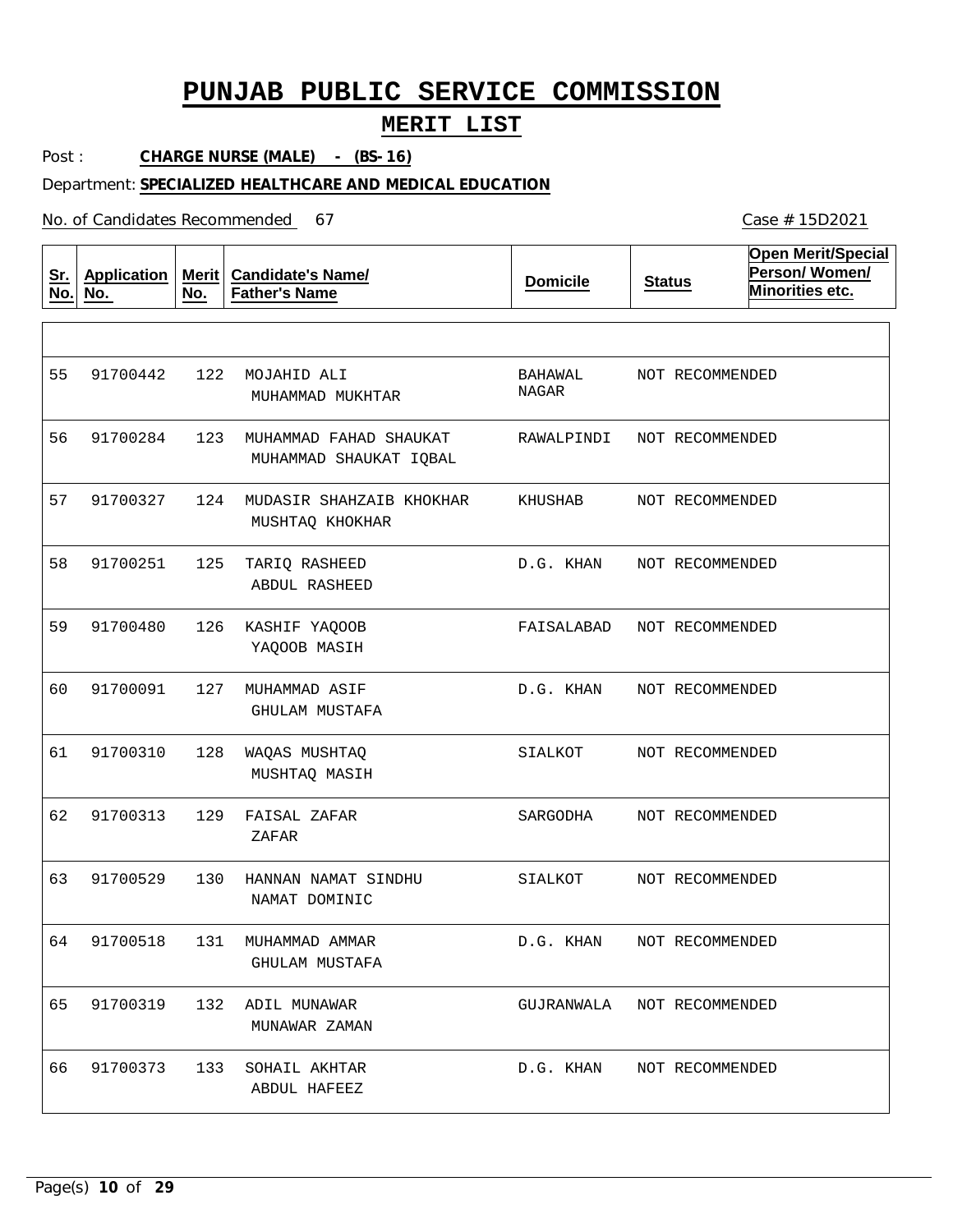# PUNJAB PUBLIC SERVICE COMMISSION

## MERIT LIST

Post : **CHARGE NURSE (MALE) - (BS-16)**

Department: **SPECIALIZED HEALTHCARE AND MEDICAL EDUCATION**

No. of Candidates Recommended 67

Case # 15D2021

| Sr. No. | Application No. | Merit No. | Candidate's Name/ Father's Name | Domicile | Status | Open Merit/Special Person/ Women/ Minorities etc. |
|---|---|---|---|---|---|---|
| 55 | 91700442 | 122 | MOJAHID ALI<br>MUHAMMAD MUKHTAR | BAHAWAL NAGAR | NOT RECOMMENDED | |
| 56 | 91700284 | 123 | MUHAMMAD FAHAD SHAUKAT<br>MUHAMMAD SHAUKAT IQBAL | RAWALPINDI | NOT RECOMMENDED | |
| 57 | 91700327 | 124 | MUDASIR SHAHZAIB KHOKHAR<br>MUSHTAQ KHOKHAR | KHUSHAB | NOT RECOMMENDED | |
| 58 | 91700251 | 125 | TARIQ RASHEED<br>ABDUL RASHEED | D.G. KHAN | NOT RECOMMENDED | |
| 59 | 91700480 | 126 | KASHIF YAQOOB<br>YAQOOB MASIH | FAISALABAD | NOT RECOMMENDED | |
| 60 | 91700091 | 127 | MUHAMMAD ASIF<br>GHULAM MUSTAFA | D.G. KHAN | NOT RECOMMENDED | |
| 61 | 91700310 | 128 | WAQAS MUSHTAQ<br>MUSHTAQ MASIH | SIALKOT | NOT RECOMMENDED | |
| 62 | 91700313 | 129 | FAISAL ZAFAR<br>ZAFAR | SARGODHA | NOT RECOMMENDED | |
| 63 | 91700529 | 130 | HANNAN NAMAT SINDHU<br>NAMAT DOMINIC | SIALKOT | NOT RECOMMENDED | |
| 64 | 91700518 | 131 | MUHAMMAD AMMAR<br>GHULAM MUSTAFA | D.G. KHAN | NOT RECOMMENDED | |
| 65 | 91700319 | 132 | ADIL MUNAWAR<br>MUNAWAR ZAMAN | GUJRANWALA | NOT RECOMMENDED | |
| 66 | 91700373 | 133 | SOHAIL AKHTAR<br>ABDUL HAFEEZ | D.G. KHAN | NOT RECOMMENDED | |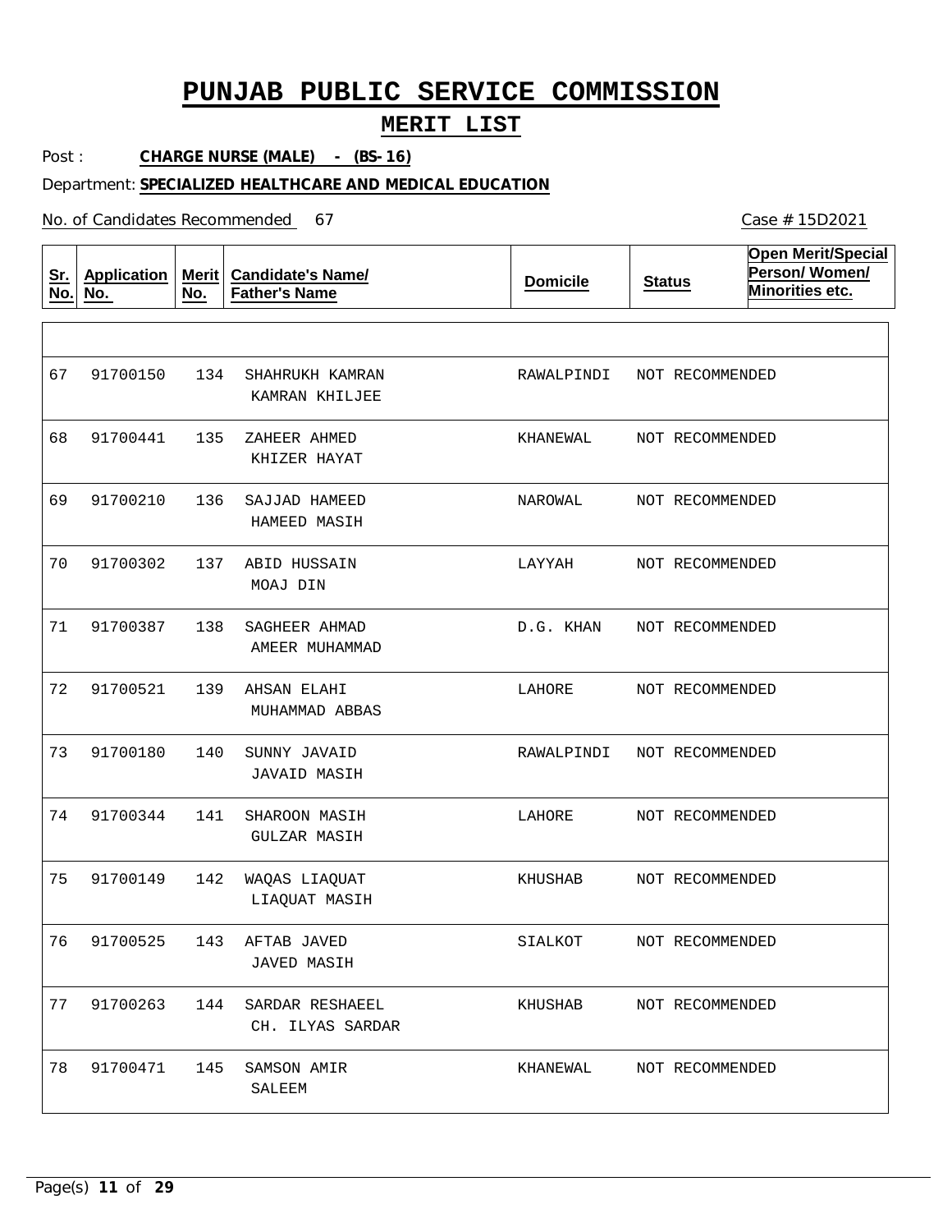# PUNJAB PUBLIC SERVICE COMMISSION

## MERIT LIST

Post : **CHARGE NURSE (MALE) - (BS-16)**

Department: **SPECIALIZED HEALTHCARE AND MEDICAL EDUCATION**

No. of Candidates Recommended 67

Case # 15D2021

| Sr. No. | Application No. | Merit No. | Candidate's Name/ Father's Name | Domicile | Status | Open Merit/Special Person/ Women/ Minorities etc. |
|---|---|---|---|---|---|---|
| 67 | 91700150 | 134 | SHAHRUKH KAMRAN<br>KAMRAN KHILJEE | RAWALPINDI | NOT RECOMMENDED | |
| 68 | 91700441 | 135 | ZAHEER AHMED<br>KHIZER HAYAT | KHANEWAL | NOT RECOMMENDED | |
| 69 | 91700210 | 136 | SAJJAD HAMEED<br>HAMEED MASIH | NAROWAL | NOT RECOMMENDED | |
| 70 | 91700302 | 137 | ABID HUSSAIN<br>MOAJ DIN | LAYYAH | NOT RECOMMENDED | |
| 71 | 91700387 | 138 | SAGHEER AHMAD<br>AMEER MUHAMMAD | D.G. KHAN | NOT RECOMMENDED | |
| 72 | 91700521 | 139 | AHSAN ELAHI<br>MUHAMMAD ABBAS | LAHORE | NOT RECOMMENDED | |
| 73 | 91700180 | 140 | SUNNY JAVAID<br>JAVAID MASIH | RAWALPINDI | NOT RECOMMENDED | |
| 74 | 91700344 | 141 | SHAROON MASIH<br>GULZAR MASIH | LAHORE | NOT RECOMMENDED | |
| 75 | 91700149 | 142 | WAQAS LIAQUAT<br>LIAQUAT MASIH | KHUSHAB | NOT RECOMMENDED | |
| 76 | 91700525 | 143 | AFTAB JAVED<br>JAVED MASIH | SIALKOT | NOT RECOMMENDED | |
| 77 | 91700263 | 144 | SARDAR RESHAEEL<br>CH. ILYAS SARDAR | KHUSHAB | NOT RECOMMENDED | |
| 78 | 91700471 | 145 | SAMSON AMIR<br>SALEEM | KHANEWAL | NOT RECOMMENDED | |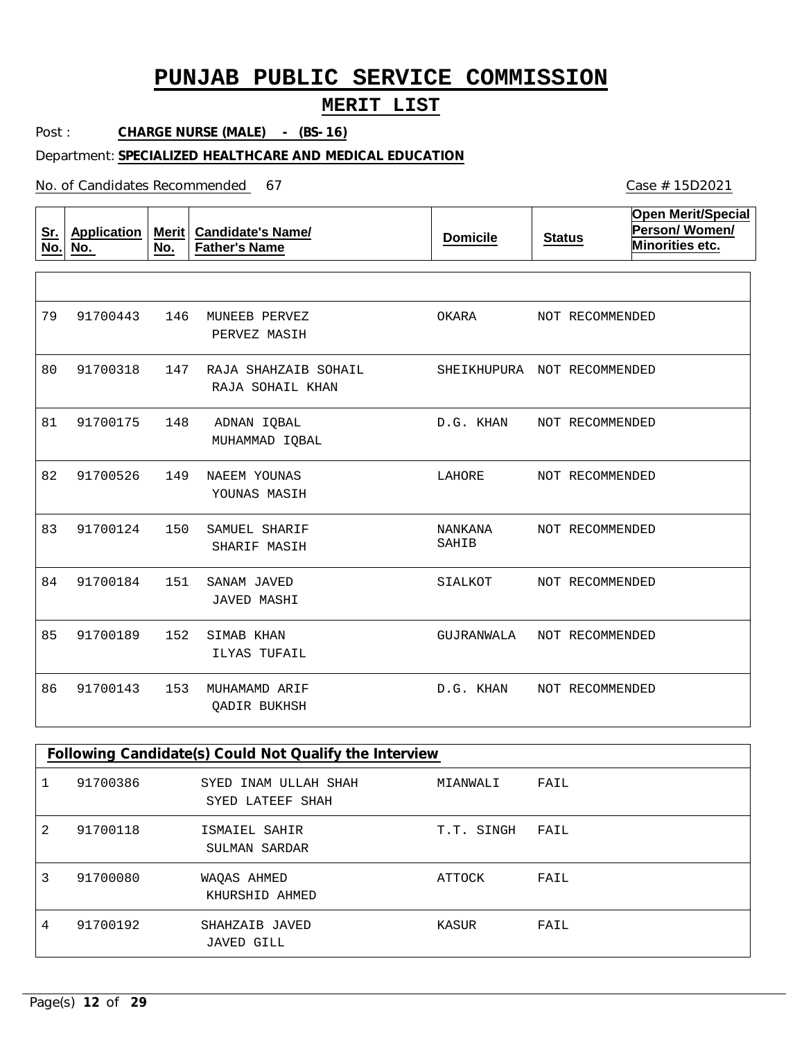# PUNJAB PUBLIC SERVICE COMMISSION

## MERIT LIST

Post : **CHARGE NURSE (MALE) - (BS-16)**

Department: **SPECIALIZED HEALTHCARE AND MEDICAL EDUCATION**

No. of Candidates Recommended 67

Case # 15D2021

| Sr. No. | Application No. | Merit No. | Candidate's Name/ Father's Name | Domicile | Status | Open Merit/Special Person/ Women/ Minorities etc. |
|---|---|---|---|---|---|---|
| 79 | 91700443 | 146 | MUNEEB PERVEZ<br>PERVEZ MASIH | OKARA | NOT RECOMMENDED | |
| 80 | 91700318 | 147 | RAJA SHAHZAIB SOHAIL<br>RAJA SOHAIL KHAN | SHEIKHUPURA | NOT RECOMMENDED | |
| 81 | 91700175 | 148 | ADNAN IQBAL<br>MUHAMMAD IQBAL | D.G. KHAN | NOT RECOMMENDED | |
| 82 | 91700526 | 149 | NAEEM YOUNAS<br>YOUNAS MASIH | LAHORE | NOT RECOMMENDED | |
| 83 | 91700124 | 150 | SAMUEL SHARIF<br>SHARIF MASIH | NANKANA SAHIB | NOT RECOMMENDED | |
| 84 | 91700184 | 151 | SANAM JAVED<br>JAVED MASHI | SIALKOT | NOT RECOMMENDED | |
| 85 | 91700189 | 152 | SIMAB KHAN<br>ILYAS TUFAIL | GUJRANWALA | NOT RECOMMENDED | |
| 86 | 91700143 | 153 | MUHAMAMD ARIF<br>QADIR BUKHSH | D.G. KHAN | NOT RECOMMENDED | |

**Following Candidate(s) Could Not Qualify the Interview**

| Sr. No. | Application No. | Candidate's Name/ Father's Name | Domicile | Status |
|---|---|---|---|---|
| 1 | 91700386 | SYED INAM ULLAH SHAH<br>SYED LATEEF SHAH | MIANWALI | FAIL |
| 2 | 91700118 | ISMAIEL SAHIR<br>SULMAN SARDAR | T.T. SINGH | FAIL |
| 3 | 91700080 | WAQAS AHMED<br>KHURSHID AHMED | ATTOCK | FAIL |
| 4 | 91700192 | SHAHZAIB JAVED<br>JAVED GILL | KASUR | FAIL |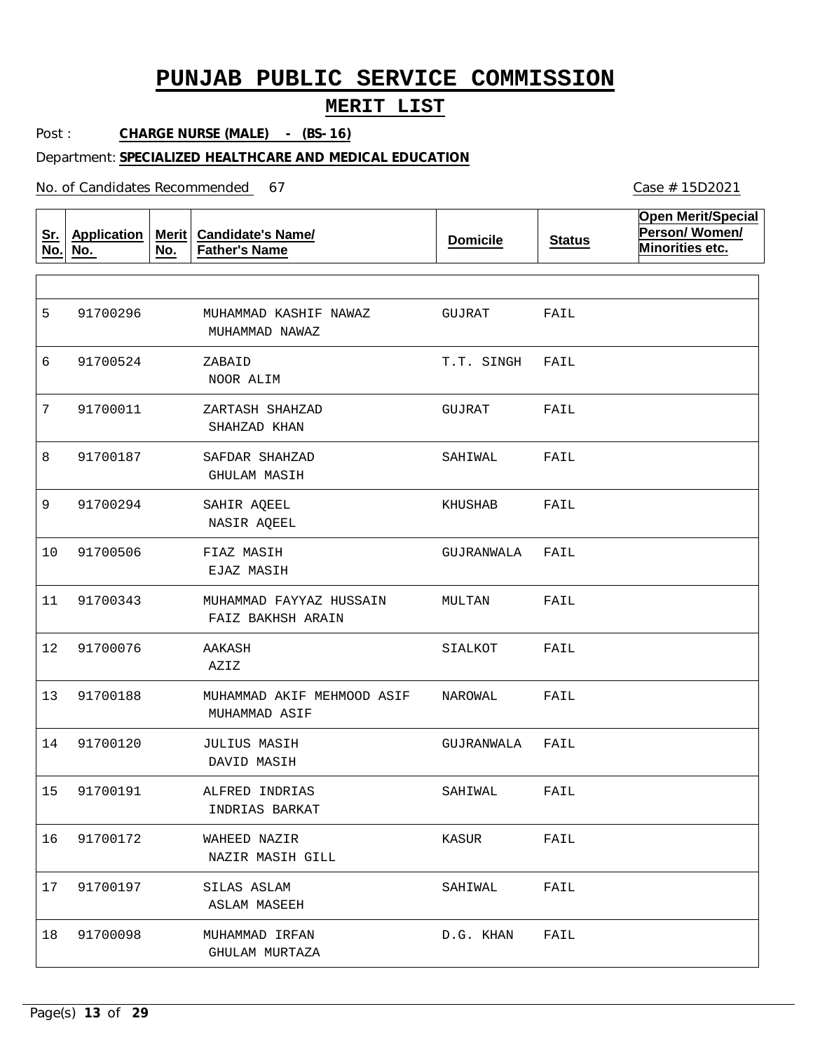# PUNJAB PUBLIC SERVICE COMMISSION

## MERIT LIST

Post : **CHARGE NURSE (MALE) - (BS-16)**

Department: **SPECIALIZED HEALTHCARE AND MEDICAL EDUCATION**

No. of Candidates Recommended 67

Case # 15D2021

| Sr. No. | Application No. | Merit No. | Candidate's Name/ Father's Name | Domicile | Status | Open Merit/Special Person/ Women/ Minorities etc. |
|---|---|---|---|---|---|---|
| 5 | 91700296 | | MUHAMMAD KASHIF NAWAZ<br>MUHAMMAD NAWAZ | GUJRAT | FAIL | |
| 6 | 91700524 | | ZABAID<br>NOOR ALIM | T.T. SINGH | FAIL | |
| 7 | 91700011 | | ZARTASH SHAHZAD<br>SHAHZAD KHAN | GUJRAT | FAIL | |
| 8 | 91700187 | | SAFDAR SHAHZAD<br>GHULAM MASIH | SAHIWAL | FAIL | |
| 9 | 91700294 | | SAHIR AQEEL<br>NASIR AQEEL | KHUSHAB | FAIL | |
| 10 | 91700506 | | FIAZ MASIH<br>EJAZ MASIH | GUJRANWALA | FAIL | |
| 11 | 91700343 | | MUHAMMAD FAYYAZ HUSSAIN<br>FAIZ BAKHSH ARAIN | MULTAN | FAIL | |
| 12 | 91700076 | | AAKASH<br>AZIZ | SIALKOT | FAIL | |
| 13 | 91700188 | | MUHAMMAD AKIF MEHMOOD ASIF<br>MUHAMMAD ASIF | NAROWAL | FAIL | |
| 14 | 91700120 | | JULIUS MASIH<br>DAVID MASIH | GUJRANWALA | FAIL | |
| 15 | 91700191 | | ALFRED INDRIAS<br>INDRIAS BARKAT | SAHIWAL | FAIL | |
| 16 | 91700172 | | WAHEED NAZIR<br>NAZIR MASIH GILL | KASUR | FAIL | |
| 17 | 91700197 | | SILAS ASLAM<br>ASLAM MASEEH | SAHIWAL | FAIL | |
| 18 | 91700098 | | MUHAMMAD IRFAN<br>GHULAM MURTAZA | D.G. KHAN | FAIL | |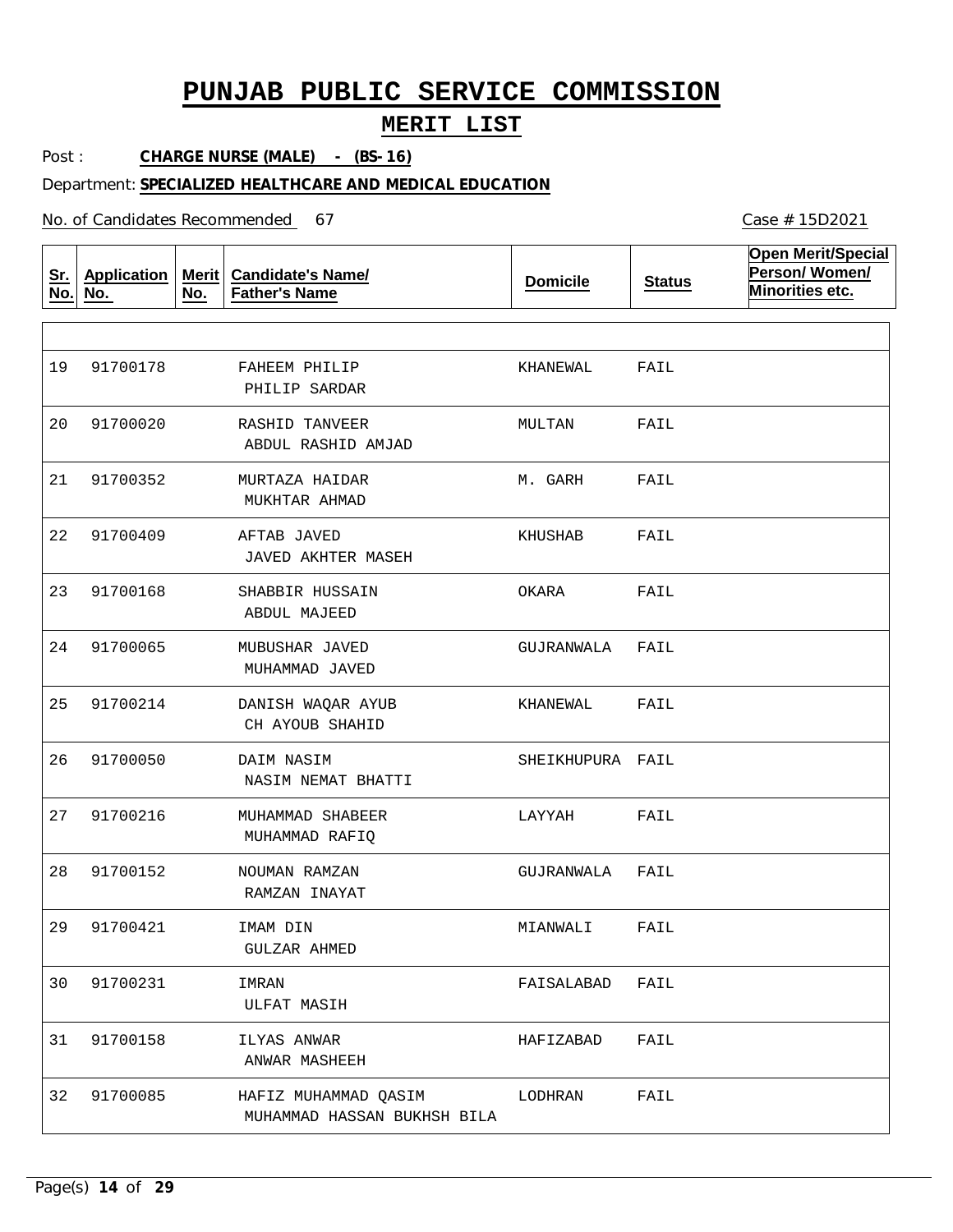# PUNJAB PUBLIC SERVICE COMMISSION

## MERIT LIST

Post : **CHARGE NURSE (MALE) - (BS-16)**

Department: **SPECIALIZED HEALTHCARE AND MEDICAL EDUCATION**

No. of Candidates Recommended 67

Case # 15D2021

| Sr. No. | Application No. | Merit No. | Candidate's Name/ Father's Name | Domicile | Status | Open Merit/Special Person/ Women/ Minorities etc. |
|---|---|---|---|---|---|---|
| 19 | 91700178 | | FAHEEM PHILIP<br>PHILIP SARDAR | KHANEWAL | FAIL | |
| 20 | 91700020 | | RASHID TANVEER<br>ABDUL RASHID AMJAD | MULTAN | FAIL | |
| 21 | 91700352 | | MURTAZA HAIDAR<br>MUKHTAR AHMAD | M. GARH | FAIL | |
| 22 | 91700409 | | AFTAB JAVED<br>JAVED AKHTER MASEH | KHUSHAB | FAIL | |
| 23 | 91700168 | | SHABBIR HUSSAIN<br>ABDUL MAJEED | OKARA | FAIL | |
| 24 | 91700065 | | MUBUSHAR JAVED<br>MUHAMMAD JAVED | GUJRANWALA | FAIL | |
| 25 | 91700214 | | DANISH WAQAR AYUB<br>CH AYOUB SHAHID | KHANEWAL | FAIL | |
| 26 | 91700050 | | DAIM NASIM<br>NASIM NEMAT BHATTI | SHEIKHUPURA | FAIL | |
| 27 | 91700216 | | MUHAMMAD SHABEER<br>MUHAMMAD RAFIQ | LAYYAH | FAIL | |
| 28 | 91700152 | | NOUMAN RAMZAN<br>RAMZAN INAYAT | GUJRANWALA | FAIL | |
| 29 | 91700421 | | IMAM DIN<br>GULZAR AHMED | MIANWALI | FAIL | |
| 30 | 91700231 | | IMRAN<br>ULFAT MASIH | FAISALABAD | FAIL | |
| 31 | 91700158 | | ILYAS ANWAR<br>ANWAR MASHEEH | HAFIZABAD | FAIL | |
| 32 | 91700085 | | HAFIZ MUHAMMAD QASIM<br>MUHAMMAD HASSAN BUKHSH BILA | LODHRAN | FAIL | |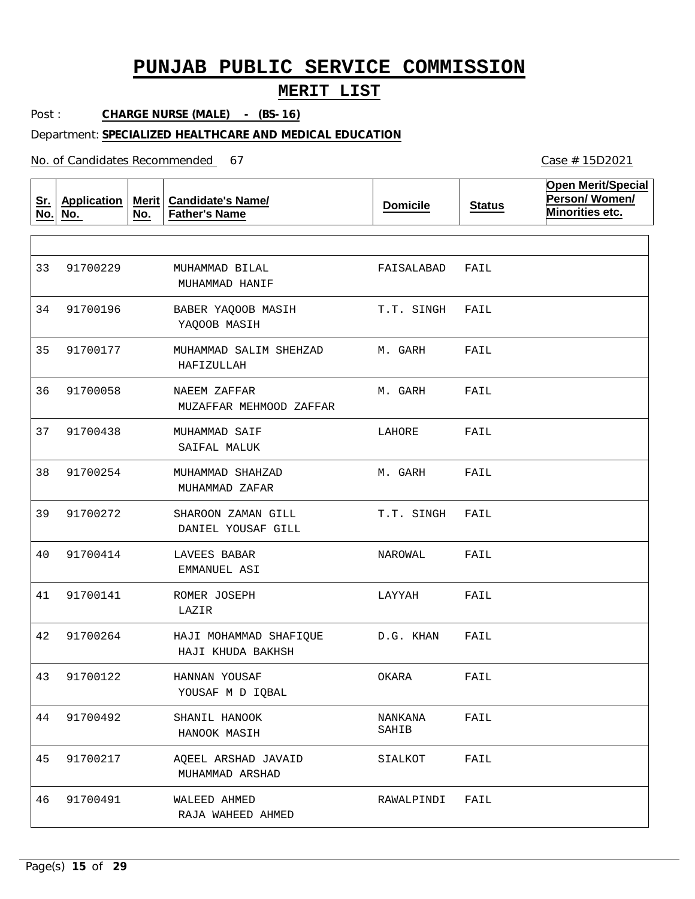# PUNJAB PUBLIC SERVICE COMMISSION

## MERIT LIST

Post : **CHARGE NURSE (MALE) - (BS-16)**

Department: **SPECIALIZED HEALTHCARE AND MEDICAL EDUCATION**

No. of Candidates Recommended 67

Case # 15D2021

| Sr. No. | Application No. | Merit No. | Candidate's Name/ Father's Name | Domicile | Status | Open Merit/Special Person/ Women/ Minorities etc. |
|---|---|---|---|---|---|---|
| 33 | 91700229 | | MUHAMMAD BILAL<br>MUHAMMAD HANIF | FAISALABAD | FAIL | |
| 34 | 91700196 | | BABER YAQOOB MASIH<br>YAQOOB MASIH | T.T. SINGH | FAIL | |
| 35 | 91700177 | | MUHAMMAD SALIM SHEHZAD<br>HAFIZULLAH | M. GARH | FAIL | |
| 36 | 91700058 | | NAEEM ZAFFAR<br>MUZAFFAR MEHMOOD ZAFFAR | M. GARH | FAIL | |
| 37 | 91700438 | | MUHAMMAD SAIF<br>SAIFAL MALUK | LAHORE | FAIL | |
| 38 | 91700254 | | MUHAMMAD SHAHZAD<br>MUHAMMAD ZAFAR | M. GARH | FAIL | |
| 39 | 91700272 | | SHAROON ZAMAN GILL<br>DANIEL YOUSAF GILL | T.T. SINGH | FAIL | |
| 40 | 91700414 | | LAVEES BABAR<br>EMMANUEL ASI | NAROWAL | FAIL | |
| 41 | 91700141 | | ROMER JOSEPH<br>LAZIR | LAYYAH | FAIL | |
| 42 | 91700264 | | HAJI MOHAMMAD SHAFIQUE<br>HAJI KHUDA BAKHSH | D.G. KHAN | FAIL | |
| 43 | 91700122 | | HANNAN YOUSAF<br>YOUSAF M D IQBAL | OKARA | FAIL | |
| 44 | 91700492 | | SHANIL HANOOK<br>HANOOK MASIH | NANKANA SAHIB | FAIL | |
| 45 | 91700217 | | AQEEL ARSHAD JAVAID<br>MUHAMMAD ARSHAD | SIALKOT | FAIL | |
| 46 | 91700491 | | WALEED AHMED<br>RAJA WAHEED AHMED | RAWALPINDI | FAIL | |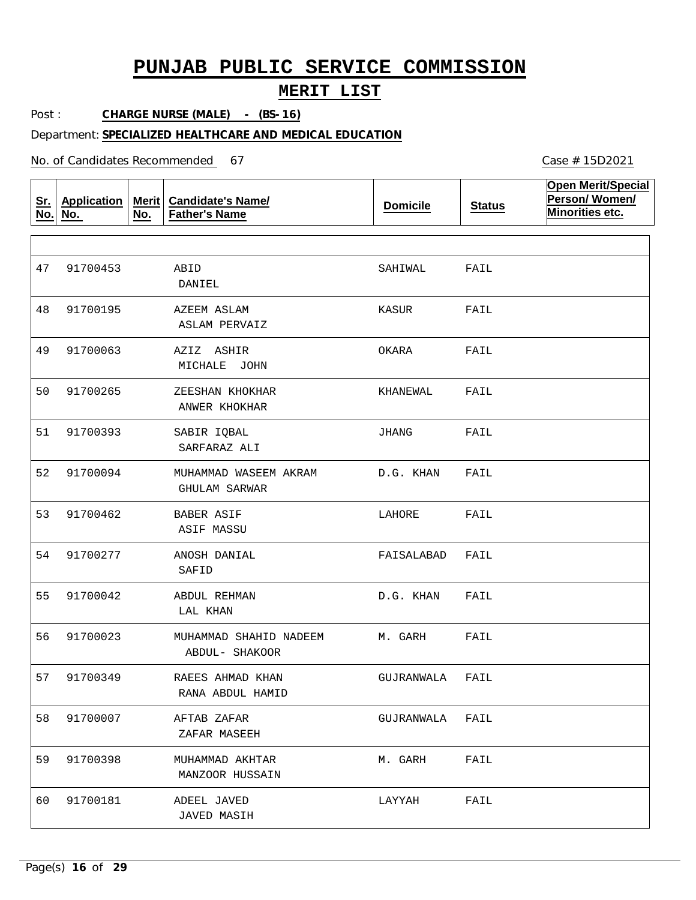# PUNJAB PUBLIC SERVICE COMMISSION

## MERIT LIST

Post : **CHARGE NURSE (MALE) - (BS-16)**

Department: **SPECIALIZED HEALTHCARE AND MEDICAL EDUCATION**

No. of Candidates Recommended 67

Case # 15D2021

| Sr. No. | Application No. | Merit No. | Candidate's Name/ Father's Name | Domicile | Status | Open Merit/Special Person/ Women/ Minorities etc. |
|---|---|---|---|---|---|---|
| 47 | 91700453 | | ABID<br>DANIEL | SAHIWAL | FAIL | |
| 48 | 91700195 | | AZEEM ASLAM<br>ASLAM PERVAIZ | KASUR | FAIL | |
| 49 | 91700063 | | AZIZ ASHIR<br>MICHALE JOHN | OKARA | FAIL | |
| 50 | 91700265 | | ZEESHAN KHOKHAR<br>ANWER KHOKHAR | KHANEWAL | FAIL | |
| 51 | 91700393 | | SABIR IQBAL<br>SARFARAZ ALI | JHANG | FAIL | |
| 52 | 91700094 | | MUHAMMAD WASEEM AKRAM<br>GHULAM SARWAR | D.G. KHAN | FAIL | |
| 53 | 91700462 | | BABER ASIF<br>ASIF MASSU | LAHORE | FAIL | |
| 54 | 91700277 | | ANOSH DANIAL<br>SAFID | FAISALABAD | FAIL | |
| 55 | 91700042 | | ABDUL REHMAN<br>LAL KHAN | D.G. KHAN | FAIL | |
| 56 | 91700023 | | MUHAMMAD SHAHID NADEEM<br>ABDUL- SHAKOOR | M. GARH | FAIL | |
| 57 | 91700349 | | RAEES AHMAD KHAN<br>RANA ABDUL HAMID | GUJRANWALA | FAIL | |
| 58 | 91700007 | | AFTAB ZAFAR<br>ZAFAR MASEEH | GUJRANWALA | FAIL | |
| 59 | 91700398 | | MUHAMMAD AKHTAR<br>MANZOOR HUSSAIN | M. GARH | FAIL | |
| 60 | 91700181 | | ADEEL JAVED<br>JAVED MASIH | LAYYAH | FAIL | |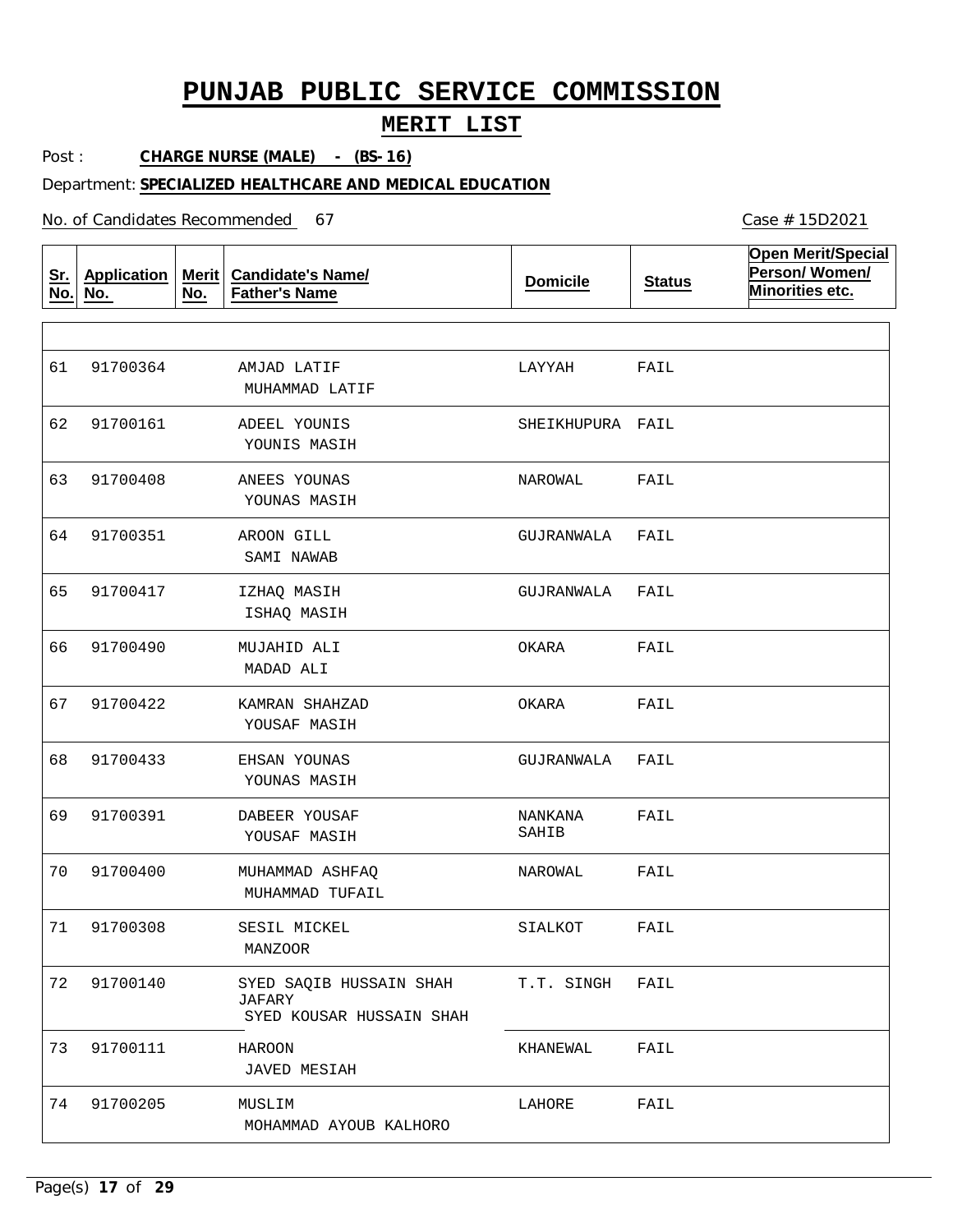# PUNJAB PUBLIC SERVICE COMMISSION

## MERIT LIST

Post : **CHARGE NURSE (MALE) - (BS-16)**

Department: **SPECIALIZED HEALTHCARE AND MEDICAL EDUCATION**

No. of Candidates Recommended 67

Case # 15D2021

| Sr. No. | Application No. | Merit No. | Candidate's Name/ Father's Name | Domicile | Status | Open Merit/Special Person/ Women/ Minorities etc. |
|---|---|---|---|---|---|---|
| 61 | 91700364 | | AMJAD LATIF / MUHAMMAD LATIF | LAYYAH | FAIL | |
| 62 | 91700161 | | ADEEL YOUNIS / YOUNIS MASIH | SHEIKHUPURA | FAIL | |
| 63 | 91700408 | | ANEES YOUNAS / YOUNAS MASIH | NAROWAL | FAIL | |
| 64 | 91700351 | | AROON GILL / SAMI NAWAB | GUJRANWALA | FAIL | |
| 65 | 91700417 | | IZHAQ MASIH / ISHAQ MASIH | GUJRANWALA | FAIL | |
| 66 | 91700490 | | MUJAHID ALI / MADAD ALI | OKARA | FAIL | |
| 67 | 91700422 | | KAMRAN SHAHZAD / YOUSAF MASIH | OKARA | FAIL | |
| 68 | 91700433 | | EHSAN YOUNAS / YOUNAS MASIH | GUJRANWALA | FAIL | |
| 69 | 91700391 | | DABEER YOUSAF / YOUSAF MASIH | NANKANA SAHIB | FAIL | |
| 70 | 91700400 | | MUHAMMAD ASHFAQ / MUHAMMAD TUFAIL | NAROWAL | FAIL | |
| 71 | 91700308 | | SESIL MICKEL / MANZOOR | SIALKOT | FAIL | |
| 72 | 91700140 | | SYED SAQIB HUSSAIN SHAH JAFARY / SYED KOUSAR HUSSAIN SHAH | T.T. SINGH | FAIL | |
| 73 | 91700111 | | HAROON / JAVED MESIAH | KHANEWAL | FAIL | |
| 74 | 91700205 | | MUSLIM / MOHAMMAD AYOUB KALHORO | LAHORE | FAIL | |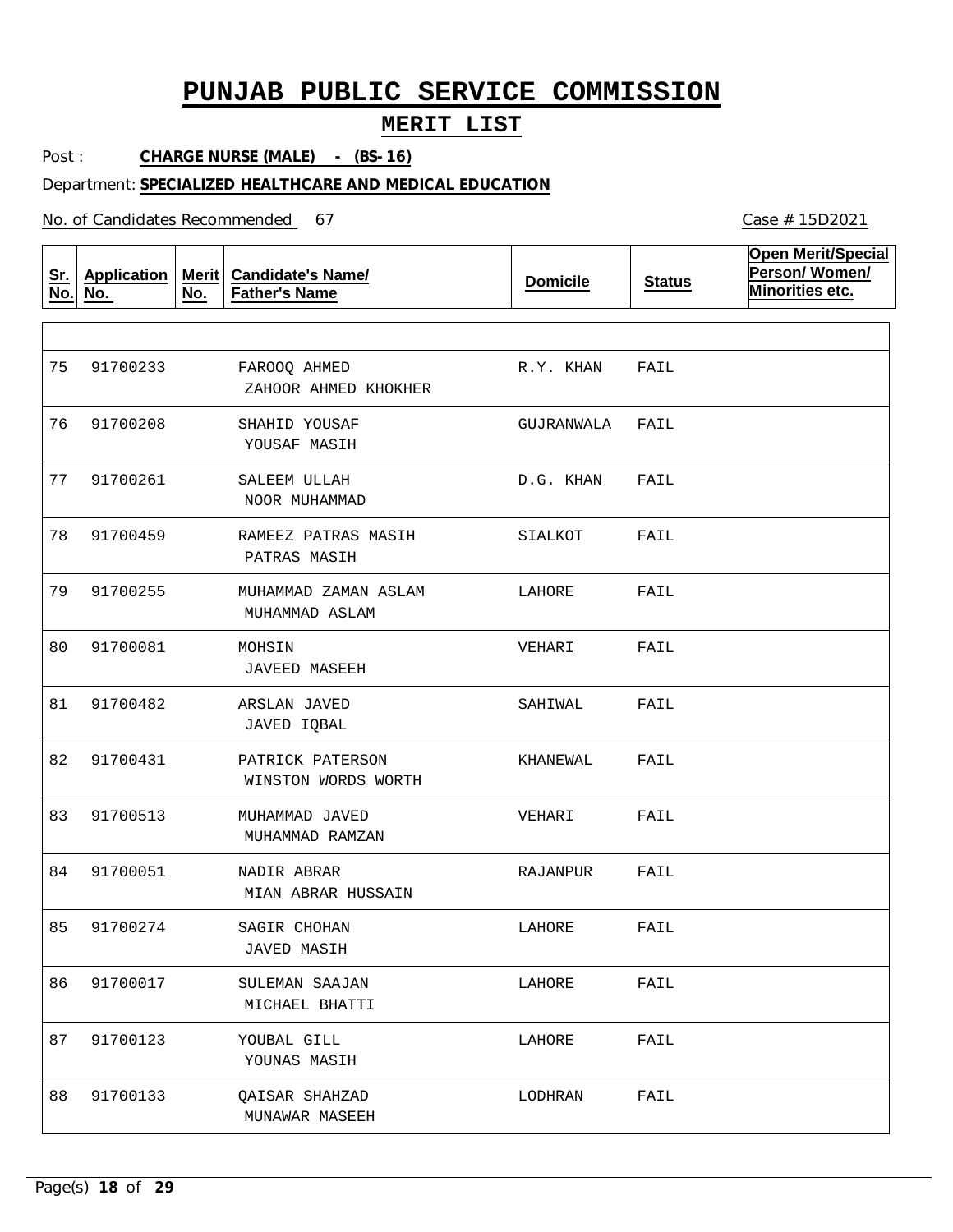# PUNJAB PUBLIC SERVICE COMMISSION

## MERIT LIST

Post : **CHARGE NURSE (MALE) - (BS-16)**

Department: **SPECIALIZED HEALTHCARE AND MEDICAL EDUCATION**

No. of Candidates Recommended 67

Case # 15D2021

| Sr. No. | Application No. | Merit No. | Candidate's Name/ Father's Name | Domicile | Status | Open Merit/Special Person/ Women/ Minorities etc. |
|---|---|---|---|---|---|---|
| 75 | 91700233 | | FAROOQ AHMED<br>ZAHOOR AHMED KHOKHER | R.Y. KHAN | FAIL | |
| 76 | 91700208 | | SHAHID YOUSAF<br>YOUSAF MASIH | GUJRANWALA | FAIL | |
| 77 | 91700261 | | SALEEM ULLAH<br>NOOR MUHAMMAD | D.G. KHAN | FAIL | |
| 78 | 91700459 | | RAMEEZ PATRAS MASIH<br>PATRAS MASIH | SIALKOT | FAIL | |
| 79 | 91700255 | | MUHAMMAD ZAMAN ASLAM<br>MUHAMMAD ASLAM | LAHORE | FAIL | |
| 80 | 91700081 | | MOHSIN<br>JAVEED MASEEH | VEHARI | FAIL | |
| 81 | 91700482 | | ARSLAN JAVED<br>JAVED IQBAL | SAHIWAL | FAIL | |
| 82 | 91700431 | | PATRICK PATERSON<br>WINSTON WORDS WORTH | KHANEWAL | FAIL | |
| 83 | 91700513 | | MUHAMMAD JAVED<br>MUHAMMAD RAMZAN | VEHARI | FAIL | |
| 84 | 91700051 | | NADIR ABRAR<br>MIAN ABRAR HUSSAIN | RAJANPUR | FAIL | |
| 85 | 91700274 | | SAGIR CHOHAN<br>JAVED MASIH | LAHORE | FAIL | |
| 86 | 91700017 | | SULEMAN SAAJAN<br>MICHAEL BHATTI | LAHORE | FAIL | |
| 87 | 91700123 | | YOUBAL GILL<br>YOUNAS MASIH | LAHORE | FAIL | |
| 88 | 91700133 | | QAISAR SHAHZAD<br>MUNAWAR MASEEH | LODHRAN | FAIL | |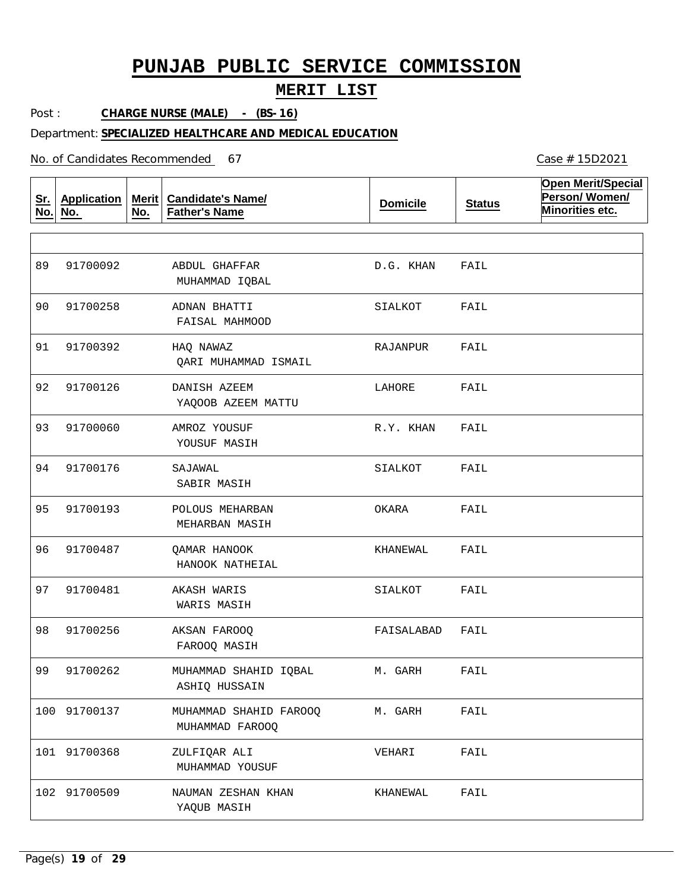# PUNJAB PUBLIC SERVICE COMMISSION

## MERIT LIST

Post : **CHARGE NURSE (MALE) - (BS-16)**

Department: **SPECIALIZED HEALTHCARE AND MEDICAL EDUCATION**

No. of Candidates Recommended 67

Case # 15D2021

| Sr. No. | Application No. | Merit No. | Candidate's Name/ Father's Name | Domicile | Status | Open Merit/Special Person/ Women/ Minorities etc. |
|---|---|---|---|---|---|---|
| 89 | 91700092 | | ABDUL GHAFFAR<br>MUHAMMAD IQBAL | D.G. KHAN | FAIL | |
| 90 | 91700258 | | ADNAN BHATTI<br>FAISAL MAHMOOD | SIALKOT | FAIL | |
| 91 | 91700392 | | HAQ NAWAZ<br>QARI MUHAMMAD ISMAIL | RAJANPUR | FAIL | |
| 92 | 91700126 | | DANISH AZEEM<br>YAQOOB AZEEM MATTU | LAHORE | FAIL | |
| 93 | 91700060 | | AMROZ YOUSUF<br>YOUSUF MASIH | R.Y. KHAN | FAIL | |
| 94 | 91700176 | | SAJAWAL<br>SABIR MASIH | SIALKOT | FAIL | |
| 95 | 91700193 | | POLOUS MEHARBAN<br>MEHARBAN MASIH | OKARA | FAIL | |
| 96 | 91700487 | | QAMAR HANOOK<br>HANOOK NATHEIAL | KHANEWAL | FAIL | |
| 97 | 91700481 | | AKASH WARIS<br>WARIS MASIH | SIALKOT | FAIL | |
| 98 | 91700256 | | AKSAN FAROOQ<br>FAROOQ MASIH | FAISALABAD | FAIL | |
| 99 | 91700262 | | MUHAMMAD SHAHID IQBAL<br>ASHIQ HUSSAIN | M. GARH | FAIL | |
| 100 | 91700137 | | MUHAMMAD SHAHID FAROOQ<br>MUHAMMAD FAROOQ | M. GARH | FAIL | |
| 101 | 91700368 | | ZULFIQAR ALI<br>MUHAMMAD YOUSUF | VEHARI | FAIL | |
| 102 | 91700509 | | NAUMAN ZESHAN KHAN<br>YAQUB MASIH | KHANEWAL | FAIL | |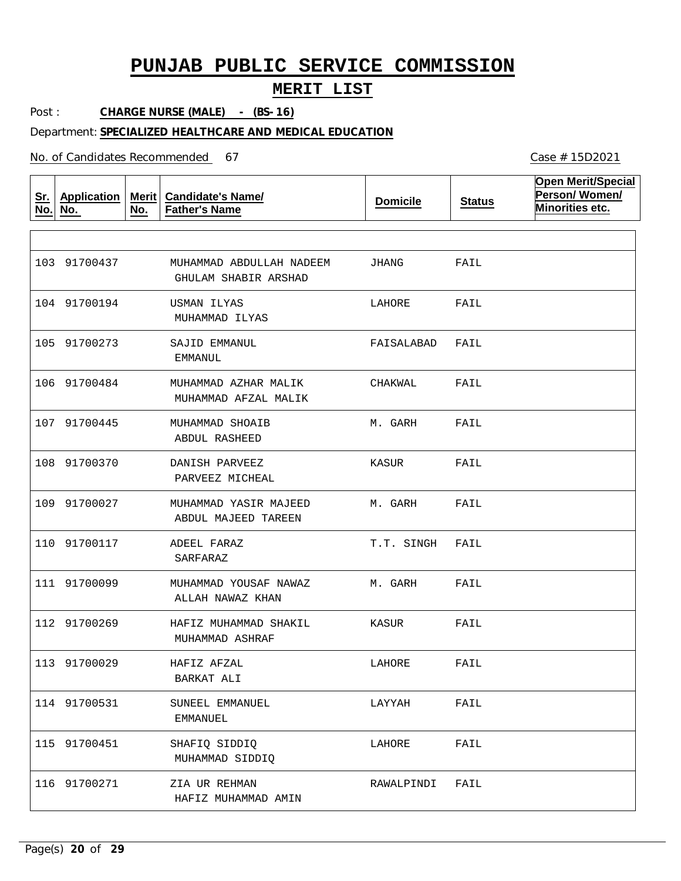# PUNJAB PUBLIC SERVICE COMMISSION

## MERIT LIST

Post : **CHARGE NURSE (MALE) - (BS-16)**

Department: **SPECIALIZED HEALTHCARE AND MEDICAL EDUCATION**

No. of Candidates Recommended 67

Case # 15D2021

| Sr. No. | Application No. | Merit No. | Candidate's Name/ Father's Name | Domicile | Status | Open Merit/Special Person/ Women/ Minorities etc. |
|---|---|---|---|---|---|---|
| 103 | 91700437 | | MUHAMMAD ABDULLAH NADEEM<br>GHULAM SHABIR ARSHAD | JHANG | FAIL | |
| 104 | 91700194 | | USMAN ILYAS<br>MUHAMMAD ILYAS | LAHORE | FAIL | |
| 105 | 91700273 | | SAJID EMMANUL<br>EMMANUL | FAISALABAD | FAIL | |
| 106 | 91700484 | | MUHAMMAD AZHAR MALIK<br>MUHAMMAD AFZAL MALIK | CHAKWAL | FAIL | |
| 107 | 91700445 | | MUHAMMAD SHOAIB<br>ABDUL RASHEED | M. GARH | FAIL | |
| 108 | 91700370 | | DANISH PARVEEZ<br>PARVEEZ MICHEAL | KASUR | FAIL | |
| 109 | 91700027 | | MUHAMMAD YASIR MAJEED<br>ABDUL MAJEED TAREEN | M. GARH | FAIL | |
| 110 | 91700117 | | ADEEL FARAZ<br>SARFARAZ | T.T. SINGH | FAIL | |
| 111 | 91700099 | | MUHAMMAD YOUSAF NAWAZ<br>ALLAH NAWAZ KHAN | M. GARH | FAIL | |
| 112 | 91700269 | | HAFIZ MUHAMMAD SHAKIL<br>MUHAMMAD ASHRAF | KASUR | FAIL | |
| 113 | 91700029 | | HAFIZ AFZAL<br>BARKAT ALI | LAHORE | FAIL | |
| 114 | 91700531 | | SUNEEL EMMANUEL<br>EMMANUEL | LAYYAH | FAIL | |
| 115 | 91700451 | | SHAFIQ SIDDIQ<br>MUHAMMAD SIDDIQ | LAHORE | FAIL | |
| 116 | 91700271 | | ZIA UR REHMAN<br>HAFIZ MUHAMMAD AMIN | RAWALPINDI | FAIL | |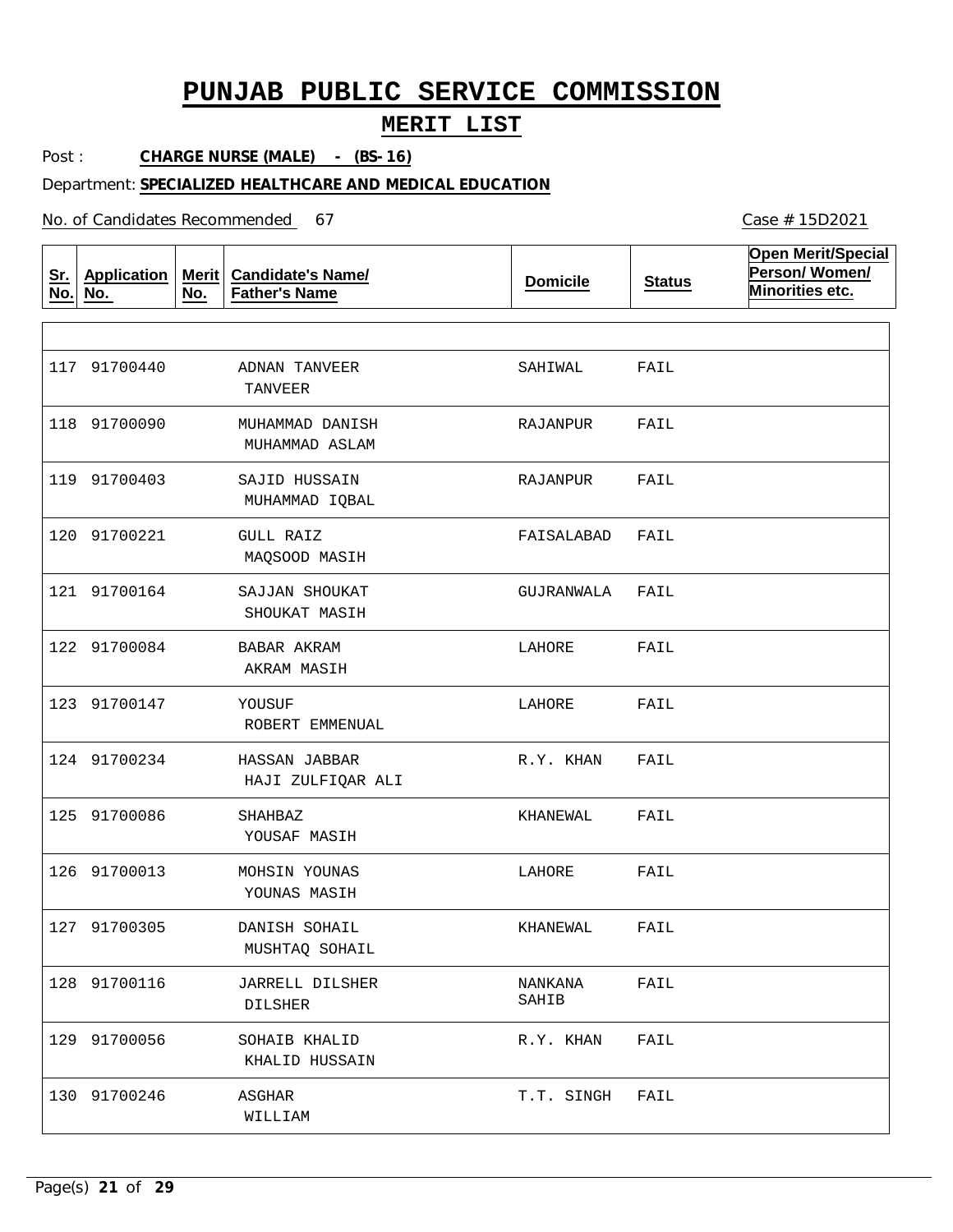# PUNJAB PUBLIC SERVICE COMMISSION

## MERIT LIST

Post : **CHARGE NURSE (MALE) - (BS-16)**

Department: **SPECIALIZED HEALTHCARE AND MEDICAL EDUCATION**

No. of Candidates Recommended 67

Case # 15D2021

| Sr. No. | Application No. | Merit No. | Candidate's Name/ Father's Name | Domicile | Status | Open Merit/Special Person/ Women/ Minorities etc. |
|---|---|---|---|---|---|---|
| 117 | 91700440 | | ADNAN TANVEER<br>TANVEER | SAHIWAL | FAIL | |
| 118 | 91700090 | | MUHAMMAD DANISH<br>MUHAMMAD ASLAM | RAJANPUR | FAIL | |
| 119 | 91700403 | | SAJID HUSSAIN<br>MUHAMMAD IQBAL | RAJANPUR | FAIL | |
| 120 | 91700221 | | GULL RAIZ<br>MAQSOOD MASIH | FAISALABAD | FAIL | |
| 121 | 91700164 | | SAJJAN SHOUKAT<br>SHOUKAT MASIH | GUJRANWALA | FAIL | |
| 122 | 91700084 | | BABAR AKRAM<br>AKRAM MASIH | LAHORE | FAIL | |
| 123 | 91700147 | | YOUSUF<br>ROBERT EMMENUAL | LAHORE | FAIL | |
| 124 | 91700234 | | HASSAN JABBAR<br>HAJI ZULFIQAR ALI | R.Y. KHAN | FAIL | |
| 125 | 91700086 | | SHAHBAZ<br>YOUSAF MASIH | KHANEWAL | FAIL | |
| 126 | 91700013 | | MOHSIN YOUNAS<br>YOUNAS MASIH | LAHORE | FAIL | |
| 127 | 91700305 | | DANISH SOHAIL<br>MUSHTAQ SOHAIL | KHANEWAL | FAIL | |
| 128 | 91700116 | | JARRELL DILSHER<br>DILSHER | NANKANA SAHIB | FAIL | |
| 129 | 91700056 | | SOHAIB KHALID<br>KHALID HUSSAIN | R.Y. KHAN | FAIL | |
| 130 | 91700246 | | ASGHAR<br>WILLIAM | T.T. SINGH | FAIL | |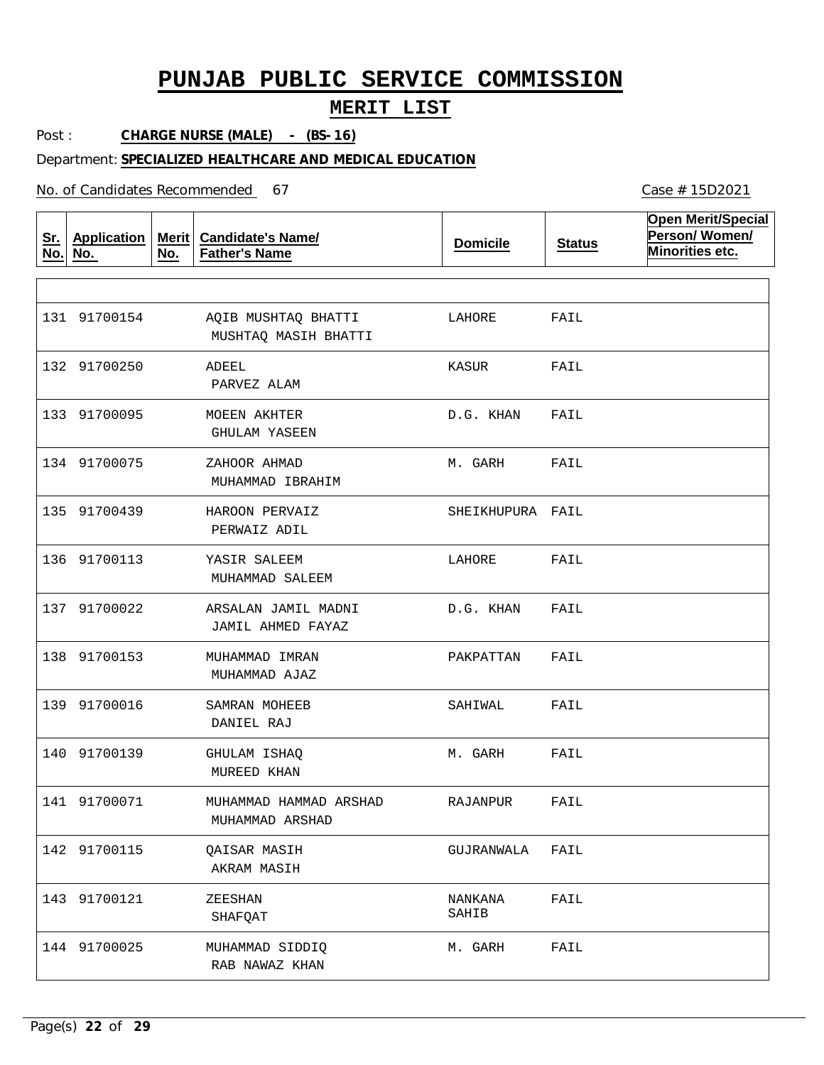# PUNJAB PUBLIC SERVICE COMMISSION

## MERIT LIST

Post : **CHARGE NURSE (MALE) - (BS-16)**

Department: **SPECIALIZED HEALTHCARE AND MEDICAL EDUCATION**

No. of Candidates Recommended 67

Case # 15D2021

| Sr. No. | Application No. | Merit No. | Candidate's Name/ Father's Name | Domicile | Status | Open Merit/Special Person/ Women/ Minorities etc. |
|---|---|---|---|---|---|---|
| 131 | 91700154 | | AQIB MUSHTAQ BHATTI<br>MUSHTAQ MASIH BHATTI | LAHORE | FAIL | |
| 132 | 91700250 | | ADEEL<br>PARVEZ ALAM | KASUR | FAIL | |
| 133 | 91700095 | | MOEEN AKHTER<br>GHULAM YASEEN | D.G. KHAN | FAIL | |
| 134 | 91700075 | | ZAHOOR AHMAD<br>MUHAMMAD IBRAHIM | M. GARH | FAIL | |
| 135 | 91700439 | | HAROON PERVAIZ<br>PERWAIZ ADIL | SHEIKHUPURA | FAIL | |
| 136 | 91700113 | | YASIR SALEEM<br>MUHAMMAD SALEEM | LAHORE | FAIL | |
| 137 | 91700022 | | ARSALAN JAMIL MADNI<br>JAMIL AHMED FAYAZ | D.G. KHAN | FAIL | |
| 138 | 91700153 | | MUHAMMAD IMRAN<br>MUHAMMAD AJAZ | PAKPATTAN | FAIL | |
| 139 | 91700016 | | SAMRAN MOHEEB<br>DANIEL RAJ | SAHIWAL | FAIL | |
| 140 | 91700139 | | GHULAM ISHAQ<br>MUREED KHAN | M. GARH | FAIL | |
| 141 | 91700071 | | MUHAMMAD HAMMAD ARSHAD<br>MUHAMMAD ARSHAD | RAJANPUR | FAIL | |
| 142 | 91700115 | | QAISAR MASIH<br>AKRAM MASIH | GUJRANWALA | FAIL | |
| 143 | 91700121 | | ZEESHAN<br>SHAFQAT | NANKANA SAHIB | FAIL | |
| 144 | 91700025 | | MUHAMMAD SIDDIQ<br>RAB NAWAZ KHAN | M. GARH | FAIL | |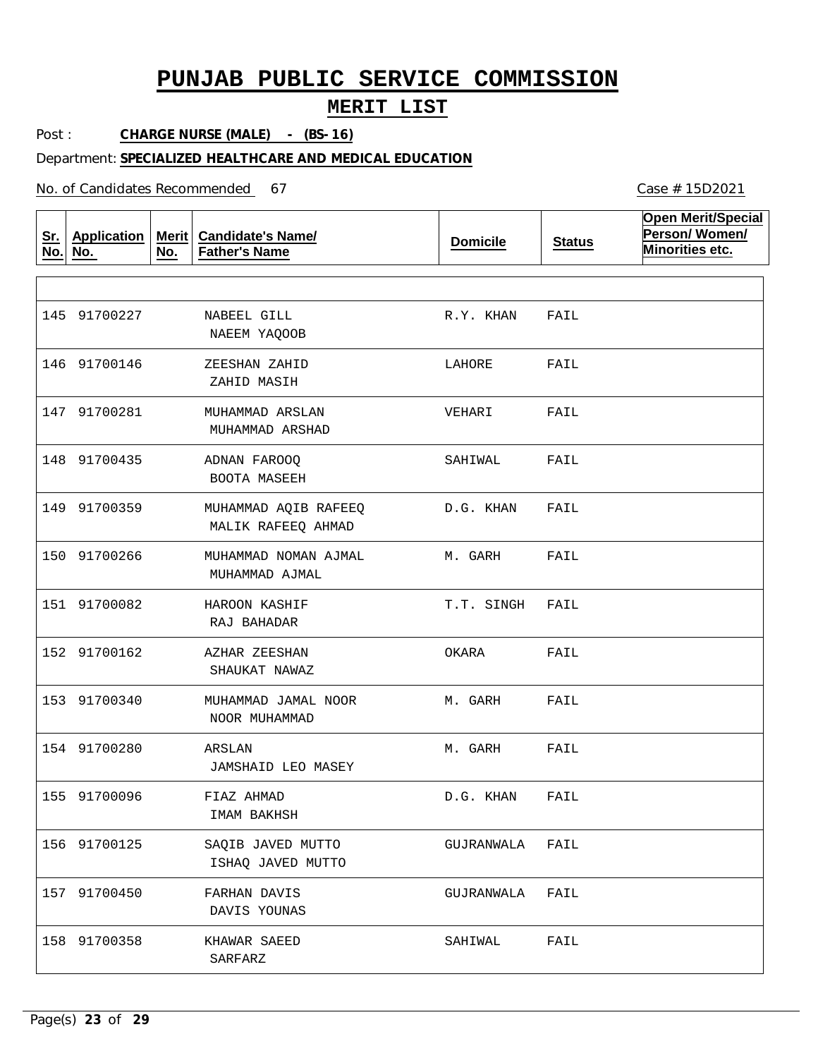# PUNJAB PUBLIC SERVICE COMMISSION

## MERIT LIST

Post : **CHARGE NURSE (MALE) - (BS-16)**

Department: **SPECIALIZED HEALTHCARE AND MEDICAL EDUCATION**

No. of Candidates Recommended 67

Case # 15D2021

| Sr. No. | Application No. | Merit No. | Candidate's Name/ Father's Name | Domicile | Status | Open Merit/Special Person/ Women/ Minorities etc. |
|---|---|---|---|---|---|---|
| 145 | 91700227 | | NABEEL GILL / NAEEM YAQOOB | R.Y. KHAN | FAIL | |
| 146 | 91700146 | | ZEESHAN ZAHID / ZAHID MASIH | LAHORE | FAIL | |
| 147 | 91700281 | | MUHAMMAD ARSLAN / MUHAMMAD ARSHAD | VEHARI | FAIL | |
| 148 | 91700435 | | ADNAN FAROOQ / BOOTA MASEEH | SAHIWAL | FAIL | |
| 149 | 91700359 | | MUHAMMAD AQIB RAFEEQ / MALIK RAFEEQ AHMAD | D.G. KHAN | FAIL | |
| 150 | 91700266 | | MUHAMMAD NOMAN AJMAL / MUHAMMAD AJMAL | M. GARH | FAIL | |
| 151 | 91700082 | | HAROON KASHIF / RAJ BAHADAR | T.T. SINGH | FAIL | |
| 152 | 91700162 | | AZHAR ZEESHAN / SHAUKAT NAWAZ | OKARA | FAIL | |
| 153 | 91700340 | | MUHAMMAD JAMAL NOOR / NOOR MUHAMMAD | M. GARH | FAIL | |
| 154 | 91700280 | | ARSLAN / JAMSHAID LEO MASEY | M. GARH | FAIL | |
| 155 | 91700096 | | FIAZ AHMAD / IMAM BAKHSH | D.G. KHAN | FAIL | |
| 156 | 91700125 | | SAQIB JAVED MUTTO / ISHAQ JAVED MUTTO | GUJRANWALA | FAIL | |
| 157 | 91700450 | | FARHAN DAVIS / DAVIS YOUNAS | GUJRANWALA | FAIL | |
| 158 | 91700358 | | KHAWAR SAEED / SARFARZ | SAHIWAL | FAIL | |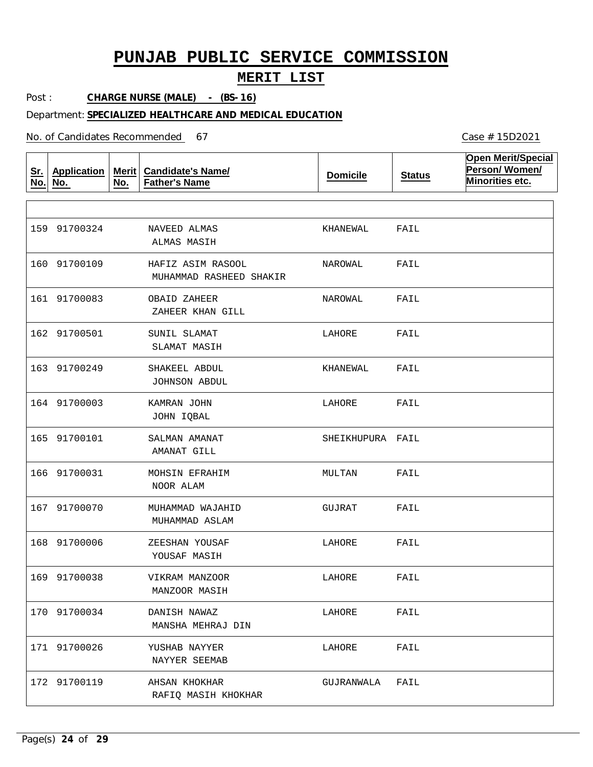# PUNJAB PUBLIC SERVICE COMMISSION

## MERIT LIST

Post : **CHARGE NURSE (MALE) - (BS-16)**

Department: **SPECIALIZED HEALTHCARE AND MEDICAL EDUCATION**

No. of Candidates Recommended 67

Case # 15D2021

| Sr. No. | Application No. | Merit No. | Candidate's Name/ Father's Name | Domicile | Status | Open Merit/Special Person/ Women/ Minorities etc. |
|---|---|---|---|---|---|---|
| 159 | 91700324 | | NAVEED ALMAS<br>ALMAS MASIH | KHANEWAL | FAIL | |
| 160 | 91700109 | | HAFIZ ASIM RASOOL<br>MUHAMMAD RASHEED SHAKIR | NAROWAL | FAIL | |
| 161 | 91700083 | | OBAID ZAHEER<br>ZAHEER KHAN GILL | NAROWAL | FAIL | |
| 162 | 91700501 | | SUNIL SLAMAT<br>SLAMAT MASIH | LAHORE | FAIL | |
| 163 | 91700249 | | SHAKEEL ABDUL<br>JOHNSON ABDUL | KHANEWAL | FAIL | |
| 164 | 91700003 | | KAMRAN JOHN<br>JOHN IQBAL | LAHORE | FAIL | |
| 165 | 91700101 | | SALMAN AMANAT<br>AMANAT GILL | SHEIKHUPURA | FAIL | |
| 166 | 91700031 | | MOHSIN EFRAHIM<br>NOOR ALAM | MULTAN | FAIL | |
| 167 | 91700070 | | MUHAMMAD WAJAHID<br>MUHAMMAD ASLAM | GUJRAT | FAIL | |
| 168 | 91700006 | | ZEESHAN YOUSAF<br>YOUSAF MASIH | LAHORE | FAIL | |
| 169 | 91700038 | | VIKRAM MANZOOR<br>MANZOOR MASIH | LAHORE | FAIL | |
| 170 | 91700034 | | DANISH NAWAZ<br>MANSHA MEHRAJ DIN | LAHORE | FAIL | |
| 171 | 91700026 | | YUSHAB NAYYER<br>NAYYER SEEMAB | LAHORE | FAIL | |
| 172 | 91700119 | | AHSAN KHOKHAR<br>RAFIQ MASIH KHOKHAR | GUJRANWALA | FAIL | |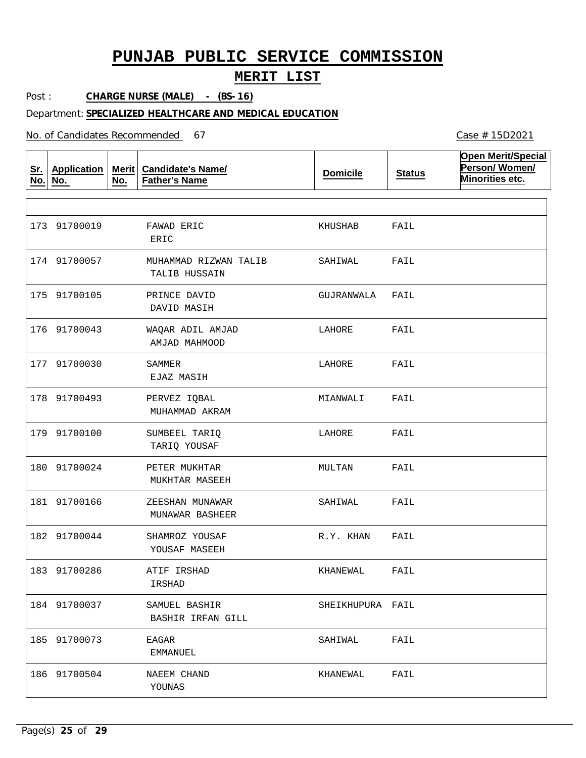# PUNJAB PUBLIC SERVICE COMMISSION

## MERIT LIST

Post : **CHARGE NURSE (MALE) - (BS-16)**

Department: **SPECIALIZED HEALTHCARE AND MEDICAL EDUCATION**

No. of Candidates Recommended 67

Case # 15D2021

| Sr. No. | Application No. | Merit No. | Candidate's Name/ Father's Name | Domicile | Status | Open Merit/Special Person/ Women/ Minorities etc. |
|---|---|---|---|---|---|---|
| 173 | 91700019 | | FAWAD ERIC<br>ERIC | KHUSHAB | FAIL | |
| 174 | 91700057 | | MUHAMMAD RIZWAN TALIB<br>TALIB HUSSAIN | SAHIWAL | FAIL | |
| 175 | 91700105 | | PRINCE DAVID<br>DAVID MASIH | GUJRANWALA | FAIL | |
| 176 | 91700043 | | WAQAR ADIL AMJAD<br>AMJAD MAHMOOD | LAHORE | FAIL | |
| 177 | 91700030 | | SAMMER<br>EJAZ MASIH | LAHORE | FAIL | |
| 178 | 91700493 | | PERVEZ IQBAL<br>MUHAMMAD AKRAM | MIANWALI | FAIL | |
| 179 | 91700100 | | SUMBEEL TARIQ<br>TARIQ YOUSAF | LAHORE | FAIL | |
| 180 | 91700024 | | PETER MUKHTAR<br>MUKHTAR MASEEH | MULTAN | FAIL | |
| 181 | 91700166 | | ZEESHAN MUNAWAR<br>MUNAWAR BASHEER | SAHIWAL | FAIL | |
| 182 | 91700044 | | SHAMROZ YOUSAF<br>YOUSAF MASEEH | R.Y. KHAN | FAIL | |
| 183 | 91700286 | | ATIF IRSHAD<br>IRSHAD | KHANEWAL | FAIL | |
| 184 | 91700037 | | SAMUEL BASHIR<br>BASHIR IRFAN GILL | SHEIKHUPURA | FAIL | |
| 185 | 91700073 | | EAGAR<br>EMMANUEL | SAHIWAL | FAIL | |
| 186 | 91700504 | | NAEEM CHAND<br>YOUNAS | KHANEWAL | FAIL | |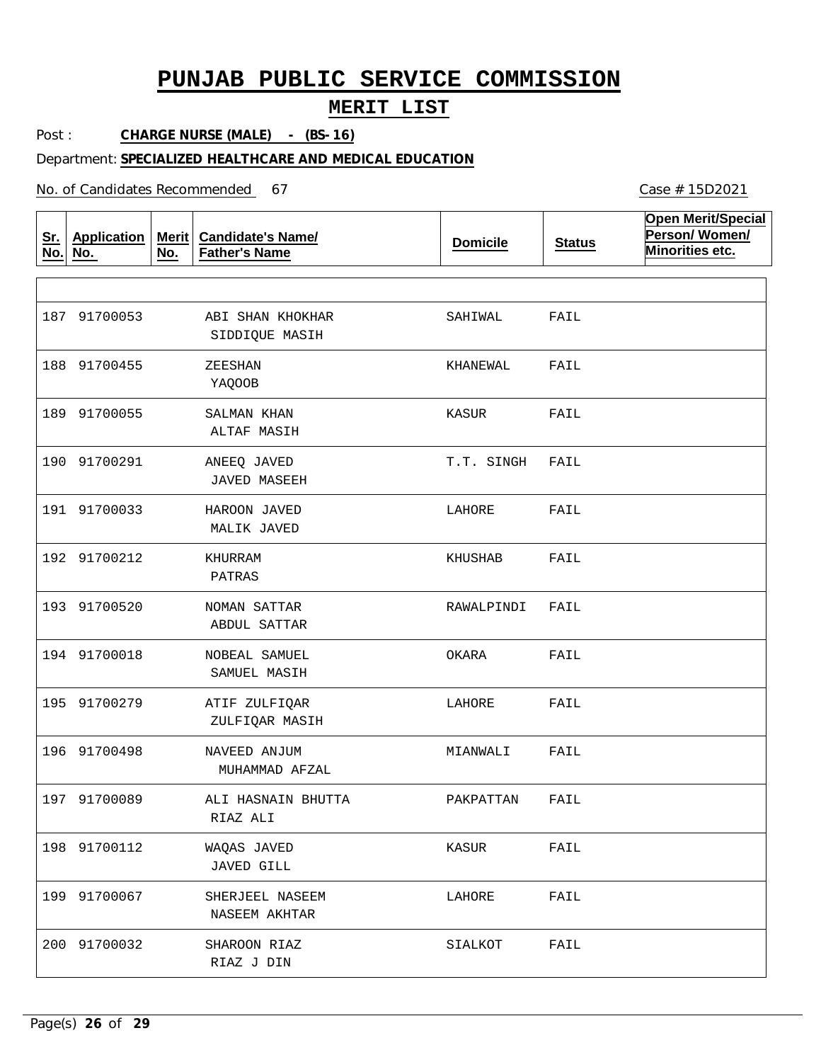# PUNJAB PUBLIC SERVICE COMMISSION

## MERIT LIST

Post : **CHARGE NURSE (MALE) - (BS-16)**

Department: **SPECIALIZED HEALTHCARE AND MEDICAL EDUCATION**

No. of Candidates Recommended 67

Case # 15D2021

| Sr. No. | Application No. | Merit No. | Candidate's Name/ Father's Name | Domicile | Status | Open Merit/Special Person/ Women/ Minorities etc. |
|---|---|---|---|---|---|---|
| 187 | 91700053 | | ABI SHAN KHOKHAR<br>SIDDIQUE MASIH | SAHIWAL | FAIL | |
| 188 | 91700455 | | ZEESHAN<br>YAQOOB | KHANEWAL | FAIL | |
| 189 | 91700055 | | SALMAN KHAN<br>ALTAF MASIH | KASUR | FAIL | |
| 190 | 91700291 | | ANEEQ JAVED<br>JAVED MASEEH | T.T. SINGH | FAIL | |
| 191 | 91700033 | | HAROON JAVED<br>MALIK JAVED | LAHORE | FAIL | |
| 192 | 91700212 | | KHURRAM<br>PATRAS | KHUSHAB | FAIL | |
| 193 | 91700520 | | NOMAN SATTAR<br>ABDUL SATTAR | RAWALPINDI | FAIL | |
| 194 | 91700018 | | NOBEAL SAMUEL<br>SAMUEL MASIH | OKARA | FAIL | |
| 195 | 91700279 | | ATIF ZULFIQAR<br>ZULFIQAR MASIH | LAHORE | FAIL | |
| 196 | 91700498 | | NAVEED ANJUM<br>MUHAMMAD AFZAL | MIANWALI | FAIL | |
| 197 | 91700089 | | ALI HASNAIN BHUTTA<br>RIAZ ALI | PAKPATTAN | FAIL | |
| 198 | 91700112 | | WAQAS JAVED<br>JAVED GILL | KASUR | FAIL | |
| 199 | 91700067 | | SHERJEEL NASEEM<br>NASEEM AKHTAR | LAHORE | FAIL | |
| 200 | 91700032 | | SHAROON RIAZ<br>RIAZ J DIN | SIALKOT | FAIL | |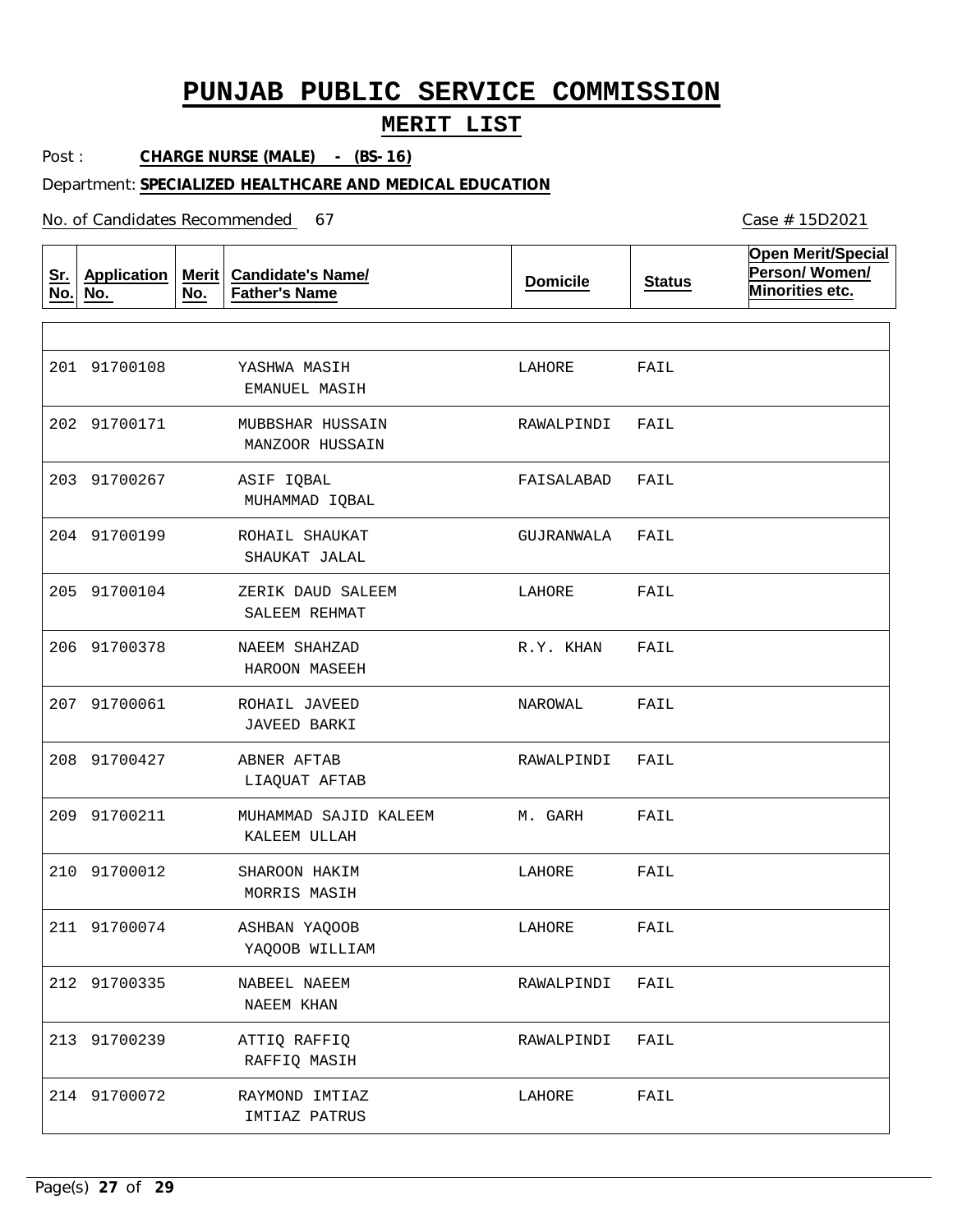# PUNJAB PUBLIC SERVICE COMMISSION

## MERIT LIST

Post : **CHARGE NURSE (MALE) - (BS-16)**

Department: **SPECIALIZED HEALTHCARE AND MEDICAL EDUCATION**

No. of Candidates Recommended 67

Case # 15D2021

| Sr. No. | Application No. | Merit No. | Candidate's Name/ Father's Name | Domicile | Status | Open Merit/Special Person/ Women/ Minorities etc. |
|---|---|---|---|---|---|---|
| 201 | 91700108 | | YASHWA MASIH<br>EMANUEL MASIH | LAHORE | FAIL | |
| 202 | 91700171 | | MUBBSHAR HUSSAIN<br>MANZOOR HUSSAIN | RAWALPINDI | FAIL | |
| 203 | 91700267 | | ASIF IQBAL<br>MUHAMMAD IQBAL | FAISALABAD | FAIL | |
| 204 | 91700199 | | ROHAIL SHAUKAT<br>SHAUKAT JALAL | GUJRANWALA | FAIL | |
| 205 | 91700104 | | ZERIK DAUD SALEEM<br>SALEEM REHMAT | LAHORE | FAIL | |
| 206 | 91700378 | | NAEEM SHAHZAD<br>HAROON MASEEH | R.Y. KHAN | FAIL | |
| 207 | 91700061 | | ROHAIL JAVEED<br>JAVEED BARKI | NAROWAL | FAIL | |
| 208 | 91700427 | | ABNER AFTAB<br>LIAQUAT AFTAB | RAWALPINDI | FAIL | |
| 209 | 91700211 | | MUHAMMAD SAJID KALEEM<br>KALEEM ULLAH | M. GARH | FAIL | |
| 210 | 91700012 | | SHAROON HAKIM<br>MORRIS MASIH | LAHORE | FAIL | |
| 211 | 91700074 | | ASHBAN YAQOOB<br>YAQOOB WILLIAM | LAHORE | FAIL | |
| 212 | 91700335 | | NABEEL NAEEM<br>NAEEM KHAN | RAWALPINDI | FAIL | |
| 213 | 91700239 | | ATTIQ RAFFIQ<br>RAFFIQ MASIH | RAWALPINDI | FAIL | |
| 214 | 91700072 | | RAYMOND IMTIAZ<br>IMTIAZ PATRUS | LAHORE | FAIL | |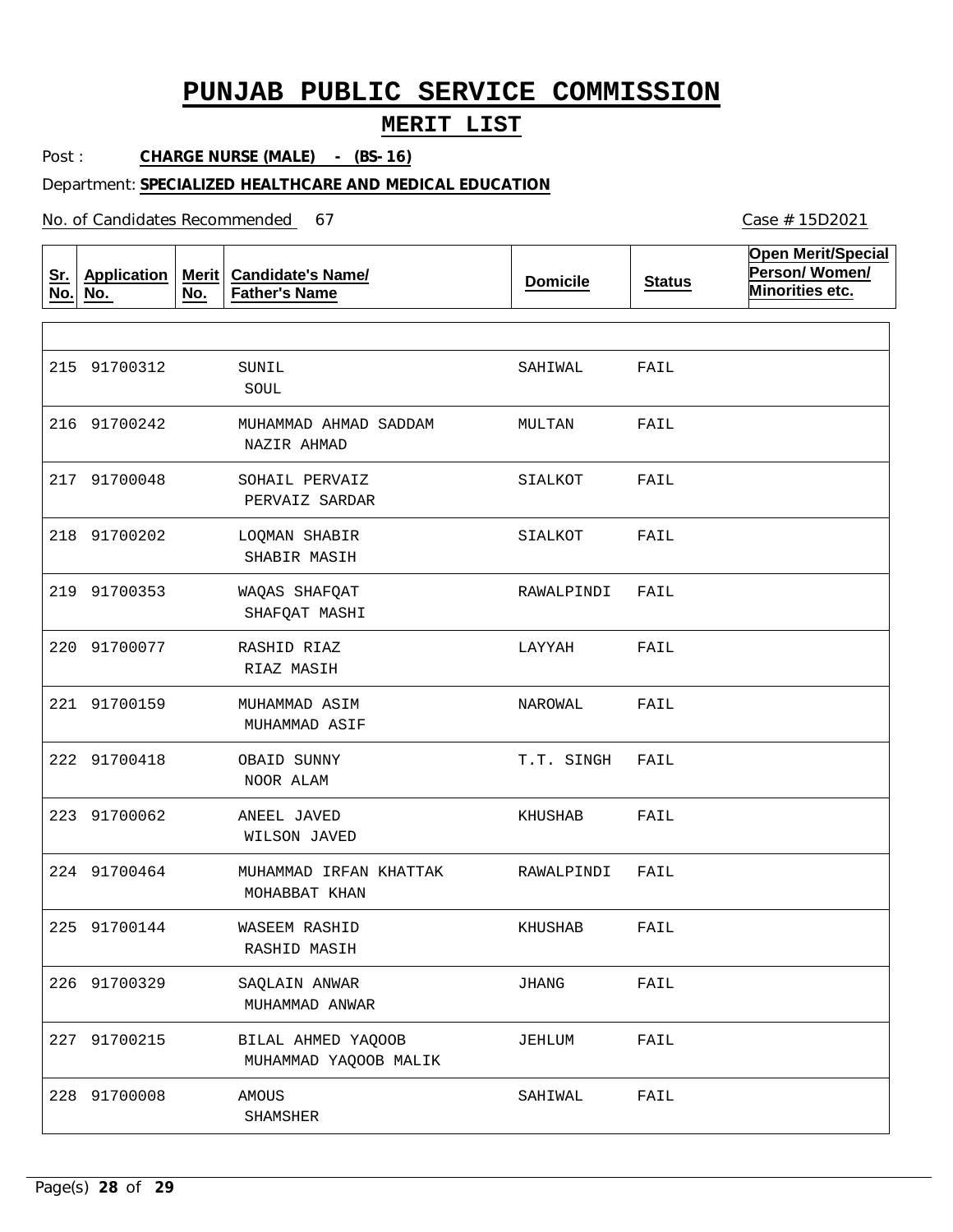# PUNJAB PUBLIC SERVICE COMMISSION

## MERIT LIST

Post : **CHARGE NURSE (MALE) - (BS-16)**

Department: **SPECIALIZED HEALTHCARE AND MEDICAL EDUCATION**

No. of Candidates Recommended 67

Case # 15D2021

| Sr. No. | Application No. | Merit No. | Candidate's Name/ Father's Name | Domicile | Status | Open Merit/Special Person/ Women/ Minorities etc. |
|---|---|---|---|---|---|---|
| 215 | 91700312 | | SUNIL<br>SOUL | SAHIWAL | FAIL | |
| 216 | 91700242 | | MUHAMMAD AHMAD SADDAM<br>NAZIR AHMAD | MULTAN | FAIL | |
| 217 | 91700048 | | SOHAIL PERVAIZ<br>PERVAIZ SARDAR | SIALKOT | FAIL | |
| 218 | 91700202 | | LOQMAN SHABIR<br>SHABIR MASIH | SIALKOT | FAIL | |
| 219 | 91700353 | | WAQAS SHAFQAT<br>SHAFQAT MASHI | RAWALPINDI | FAIL | |
| 220 | 91700077 | | RASHID RIAZ<br>RIAZ MASIH | LAYYAH | FAIL | |
| 221 | 91700159 | | MUHAMMAD ASIM<br>MUHAMMAD ASIF | NAROWAL | FAIL | |
| 222 | 91700418 | | OBAID SUNNY<br>NOOR ALAM | T.T. SINGH | FAIL | |
| 223 | 91700062 | | ANEEL JAVED<br>WILSON JAVED | KHUSHAB | FAIL | |
| 224 | 91700464 | | MUHAMMAD IRFAN KHATTAK<br>MOHABBAT KHAN | RAWALPINDI | FAIL | |
| 225 | 91700144 | | WASEEM RASHID<br>RASHID MASIH | KHUSHAB | FAIL | |
| 226 | 91700329 | | SAQLAIN ANWAR<br>MUHAMMAD ANWAR | JHANG | FAIL | |
| 227 | 91700215 | | BILAL AHMED YAQOOB<br>MUHAMMAD YAQOOB MALIK | JEHLUM | FAIL | |
| 228 | 91700008 | | AMOUS<br>SHAMSHER | SAHIWAL | FAIL | |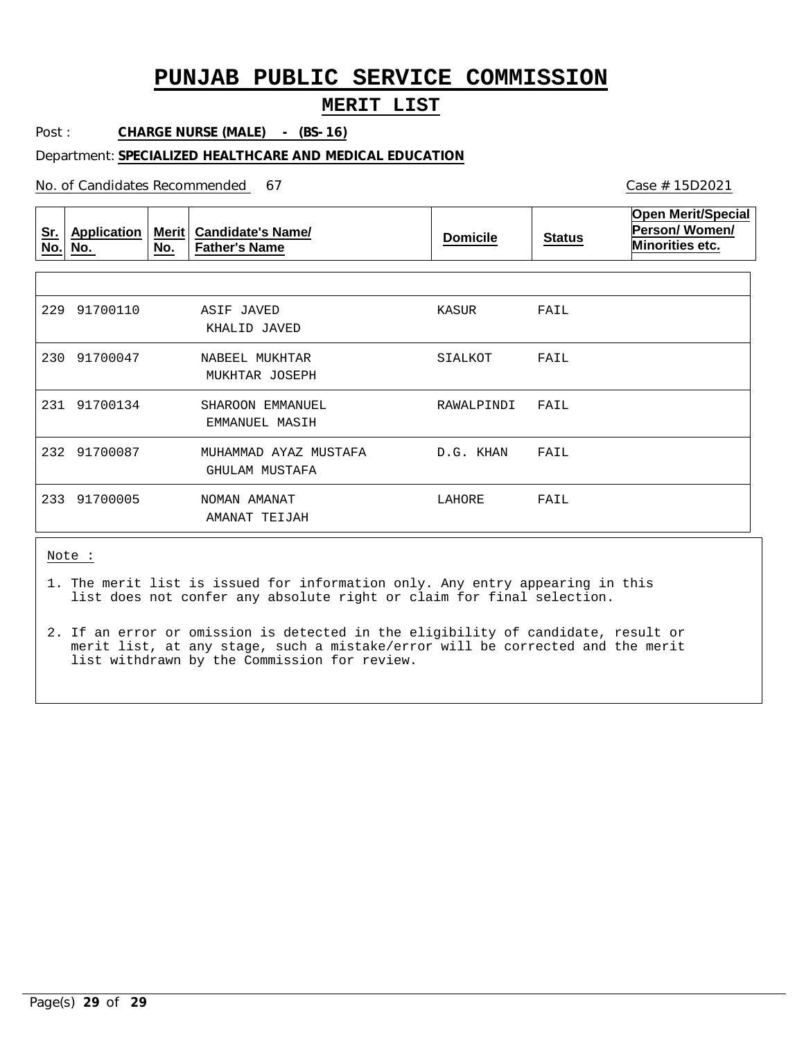# PUNJAB PUBLIC SERVICE COMMISSION

## MERIT LIST

Post : **CHARGE NURSE (MALE) - (BS-16)**

Department: **SPECIALIZED HEALTHCARE AND MEDICAL EDUCATION**

No. of Candidates Recommended 67

Case # 15D2021

| Sr. No. | Application No. | Merit No. | Candidate's Name/ Father's Name | Domicile | Status | Open Merit/Special Person/ Women/ Minorities etc. |
|---|---|---|---|---|---|---|
| 229 | 91700110 | | ASIF JAVED<br>KHALID JAVED | KASUR | FAIL | |
| 230 | 91700047 | | NABEEL MUKHTAR<br>MUKHTAR JOSEPH | SIALKOT | FAIL | |
| 231 | 91700134 | | SHAROON EMMANUEL<br>EMMANUEL MASIH | RAWALPINDI | FAIL | |
| 232 | 91700087 | | MUHAMMAD AYAZ MUSTAFA<br>GHULAM MUSTAFA | D.G. KHAN | FAIL | |
| 233 | 91700005 | | NOMAN AMANAT<br>AMANAT TEIJAH | LAHORE | FAIL | |

Note :

1. The merit list is issued for information only. Any entry appearing in this list does not confer any absolute right or claim for final selection.

2. If an error or omission is detected in the eligibility of candidate, result or merit list, at any stage, such a mistake/error will be corrected and the merit list withdrawn by the Commission for review.